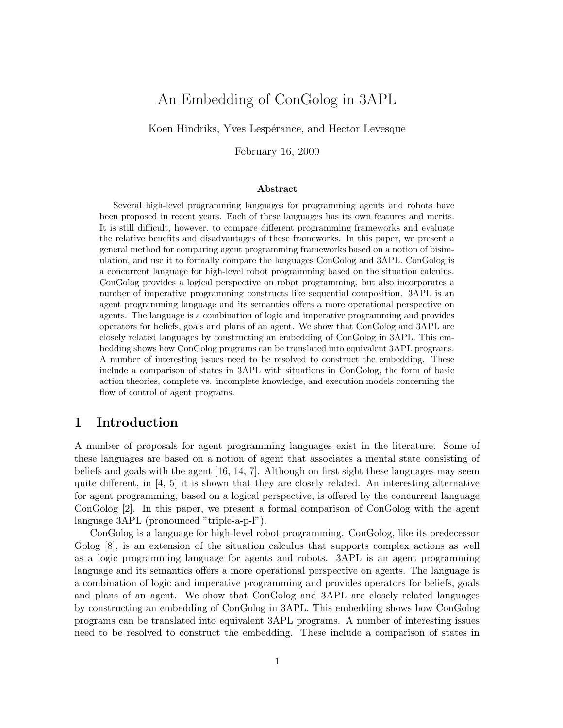# An Embedding of ConGolog in 3APL

Koen Hindriks, Yves Lespérance, and Hector Levesque

February 16, 2000

**Abstract**

Several high-level programming languages for programming agents and robots have been proposed in recent years. Each of these languages has its own features and merits. It is still difficult, however, to compare different programming frameworks and evaluate the relative benefits and disadvantages of these frameworks. In this paper, we present a general method for comparing agent programming frameworks based on a notion of bisimulation, and use it to formally compare the languages ConGolog and 3APL. ConGolog is a concurrent language for high-level robot programming based on the situation calculus. ConGolog provides a logical perspective on robot programming, but also incorporates a number of imperative programming constructs like sequential composition. 3APL is an agent programming language and its semantics offers a more operational perspective on agents. The language is a combination of logic and imperative programming and provides operators for beliefs, goals and plans of an agent. We show that ConGolog and 3APL are closely related languages by constructing an embedding of ConGolog in 3APL. This embedding shows how ConGolog programs can be translated into equivalent 3APL programs. A number of interesting issues need to be resolved to construct the embedding. These include a comparison of states in 3APL with situations in ConGolog, the form of basic action theories, complete vs. incomplete knowledge, and execution models concerning the flow of control of agent programs.

## 1 Introduction

A number of proposals for agent programming languages exist in the literature. Some of these languages are based on a notion of agent that associates a mental state consisting of beliefs and goals with the agent [16, 14, 7]. Although on first sight these languages may seem quite different, in [4, 5] it is shown that they are closely related. An interesting alternative for agent programming, based on a logical perspective, is offered by the concurrent language ConGolog [2]. In this paper, we present a formal comparison of ConGolog with the agent language 3APL (pronounced "triple-a-p-l").

ConGolog is a language for high-level robot programming. ConGolog, like its predecessor Golog [8], is an extension of the situation calculus that supports complex actions as well as a logic programming language for agents and robots. 3APL is an agent programming language and its semantics offers a more operational perspective on agents. The language is a combination of logic and imperative programming and provides operators for beliefs, goals and plans of an agent. We show that ConGolog and 3APL are closely related languages by constructing an embedding of ConGolog in 3APL. This embedding shows how ConGolog programs can be translated into equivalent 3APL programs. A number of interesting issues need to be resolved to construct the embedding. These include a comparison of states in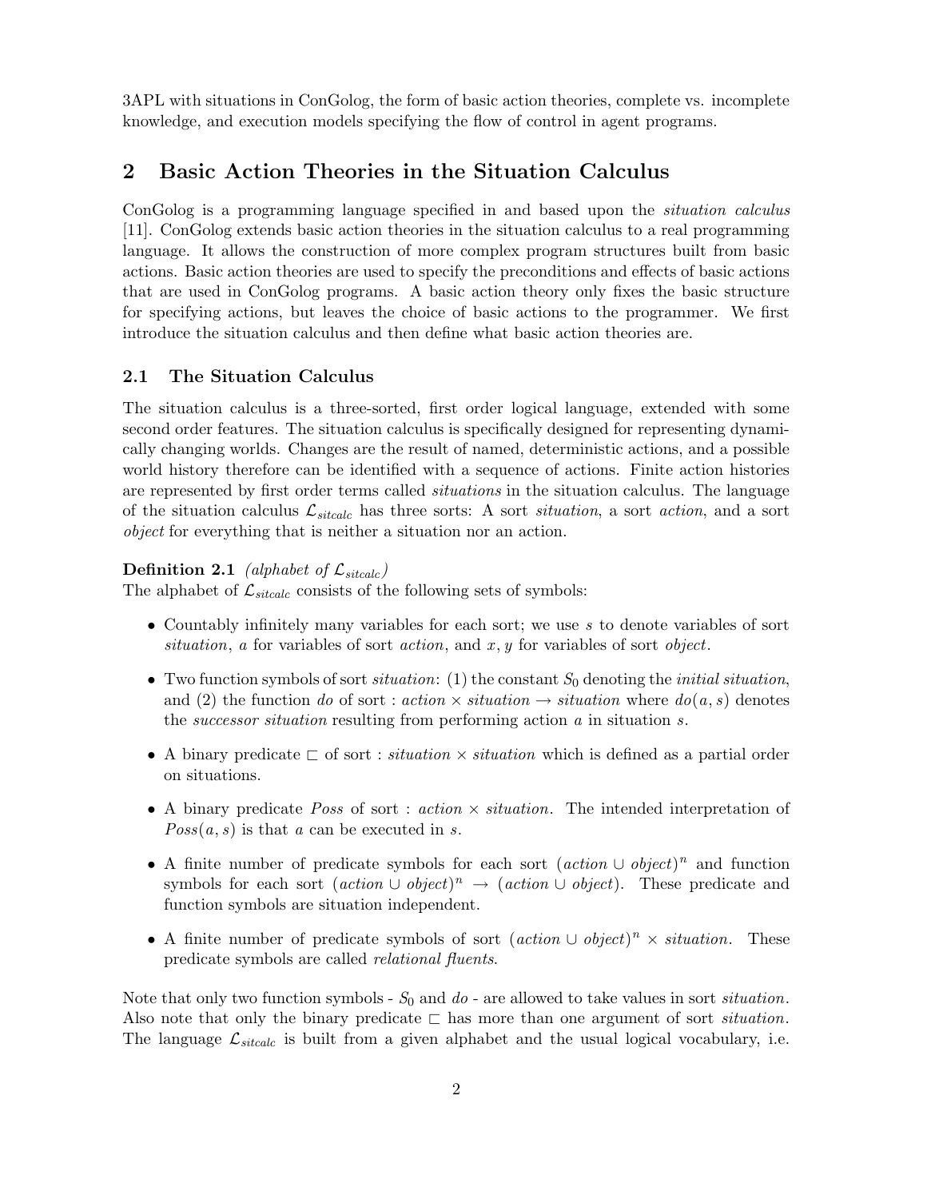3APL with situations in ConGolog, the form of basic action theories, complete vs. incomplete knowledge, and execution models specifying the flow of control in agent programs.

## 2 Basic Action Theories in the Situation Calculus

ConGolog is a programming language specified in and based upon the *situation calculus* [11]. ConGolog extends basic action theories in the situation calculus to a real programming language. It allows the construction of more complex program structures built from basic actions. Basic action theories are used to specify the preconditions and effects of basic actions that are used in ConGolog programs. A basic action theory only fixes the basic structure for specifying actions, but leaves the choice of basic actions to the programmer. We first introduce the situation calculus and then define what basic action theories are.

### 2.1 The Situation Calculus

The situation calculus is a three-sorted, first order logical language, extended with some second order features. The situation calculus is specifically designed for representing dynamically changing worlds. Changes are the result of named, deterministic actions, and a possible world history therefore can be identified with a sequence of actions. Finite action histories are represented by first order terms called *situations* in the situation calculus. The language of the situation calculus $\mathcal{L}_{sitcalc}$ has three sorts: A sort *situation*, a sort *action*, and a sort *object* for everything that is neither a situation nor an action.

**Definition 2.1** *(alphabet of $\mathcal{L}_{sitcalc}$)*
The alphabet of $\mathcal{L}_{sitcalc}$ consists of the following sets of symbols:

- Countably infinitely many variables for each sort; we use $s$ to denote variables of sort *situation*, $a$ for variables of sort *action*, and $x, y$ for variables of sort *object*.
- Two function symbols of sort *situation*: (1) the constant $S_0$ denoting the *initial situation*, and (2) the function $do$ of sort : $action \times situation \rightarrow situation$ where $do(a, s)$ denotes the *successor situation* resulting from performing action $a$ in situation $s$.
- A binary predicate $\sqsubset$ of sort : $situation \times situation$ which is defined as a partial order on situations.
- A binary predicate $Poss$ of sort : $action \times situation$. The intended interpretation of $Poss(a, s)$ is that $a$ can be executed in $s$.
- A finite number of predicate symbols for each sort $(action \cup object)^n$ and function symbols for each sort $(action \cup object)^n \rightarrow (action \cup object)$. These predicate and function symbols are situation independent.
- A finite number of predicate symbols of sort $(action \cup object)^n \times situation$. These predicate symbols are called *relational fluents*.

Note that only two function symbols - $S_0$ and $do$ - are allowed to take values in sort *situation*. Also note that only the binary predicate $\sqsubset$ has more than one argument of sort *situation*. The language $\mathcal{L}_{sitcalc}$ is built from a given alphabet and the usual logical vocabulary, i.e.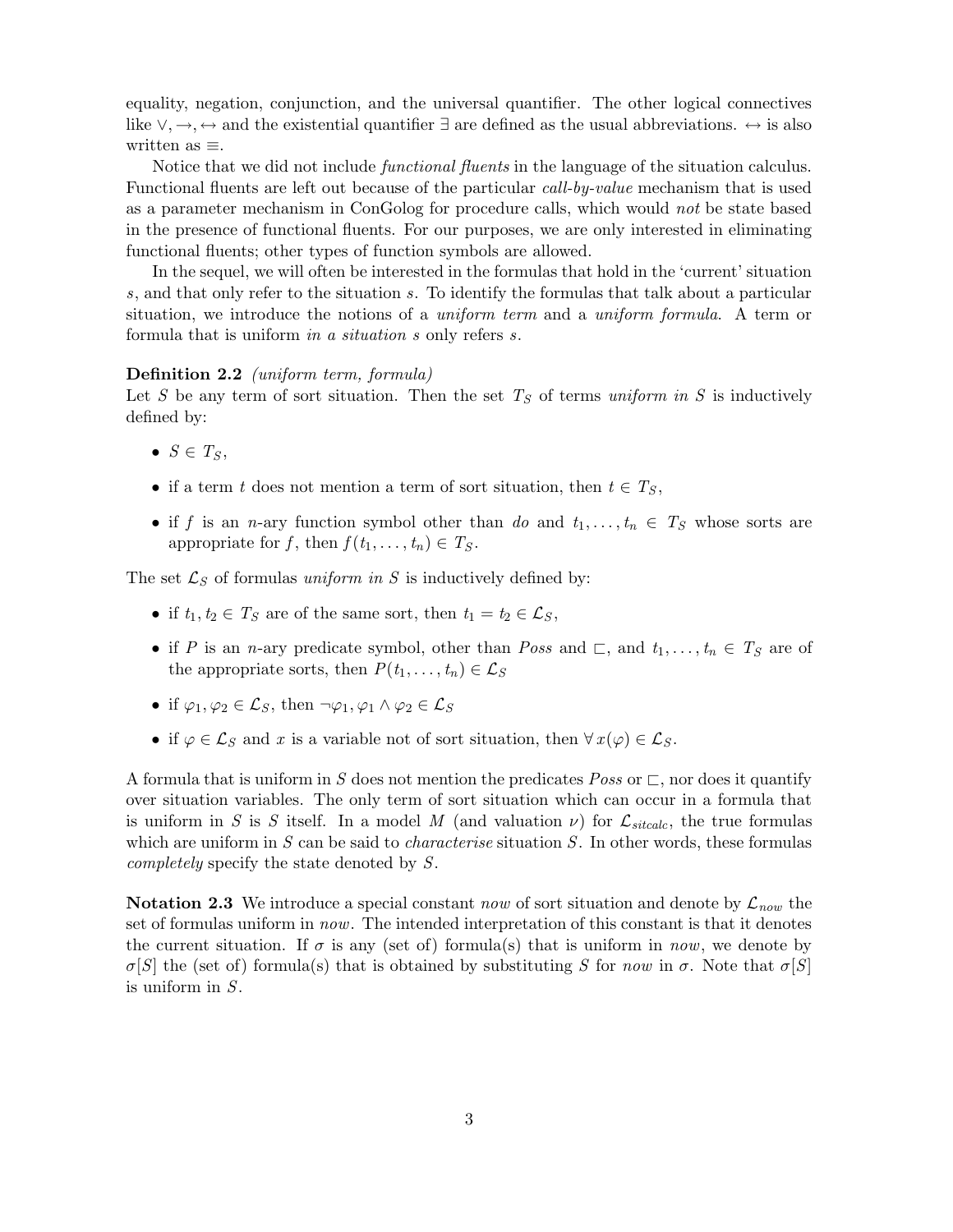equality, negation, conjunction, and the universal quantifier. The other logical connectives like $\vee, \rightarrow, \leftrightarrow$ and the existential quantifier $\exists$ are defined as the usual abbreviations. $\leftrightarrow$ is also written as $\equiv$.

Notice that we did not include *functional fluents* in the language of the situation calculus. Functional fluents are left out because of the particular *call-by-value* mechanism that is used as a parameter mechanism in ConGolog for procedure calls, which would *not* be state based in the presence of functional fluents. For our purposes, we are only interested in eliminating functional fluents; other types of function symbols are allowed.

In the sequel, we will often be interested in the formulas that hold in the 'current' situation $s$, and that only refer to the situation $s$. To identify the formulas that talk about a particular situation, we introduce the notions of a *uniform term* and a *uniform formula*. A term or formula that is uniform *in a situation s* only refers $s$.

**Definition 2.2** *(uniform term, formula)*
Let $S$ be any term of sort situation. Then the set $T_S$ of terms *uniform in S* is inductively defined by:

- $S \in T_S$,
- if a term $t$ does not mention a term of sort situation, then $t \in T_S$,
- if $f$ is an $n$-ary function symbol other than *do* and $t_1, \ldots, t_n \in T_S$ whose sorts are appropriate for $f$, then $f(t_1, \ldots, t_n) \in T_S$.

The set $\mathcal{L}_S$ of formulas *uniform in S* is inductively defined by:

- if $t_1, t_2 \in T_S$ are of the same sort, then $t_1 = t_2 \in \mathcal{L}_S$,
- if $P$ is an $n$-ary predicate symbol, other than *Poss* and $\sqsubset$, and $t_1, \ldots, t_n \in T_S$ are of the appropriate sorts, then $P(t_1, \ldots, t_n) \in \mathcal{L}_S$
- if $\varphi_1, \varphi_2 \in \mathcal{L}_S$, then $\neg\varphi_1, \varphi_1 \wedge \varphi_2 \in \mathcal{L}_S$
- if $\varphi \in \mathcal{L}_S$ and $x$ is a variable not of sort situation, then $\forall\, x(\varphi) \in \mathcal{L}_S$.

A formula that is uniform in $S$ does not mention the predicates *Poss* or $\sqsubset$, nor does it quantify over situation variables. The only term of sort situation which can occur in a formula that is uniform in $S$ is $S$ itself. In a model $M$ (and valuation $\nu$) for $\mathcal{L}_{sitcalc}$, the true formulas which are uniform in $S$ can be said to *characterise* situation $S$. In other words, these formulas *completely* specify the state denoted by $S$.

**Notation 2.3** We introduce a special constant *now* of sort situation and denote by $\mathcal{L}_{now}$ the set of formulas uniform in *now*. The intended interpretation of this constant is that it denotes the current situation. If $\sigma$ is any (set of) formula(s) that is uniform in *now*, we denote by $\sigma[S]$ the (set of) formula(s) that is obtained by substituting $S$ for *now* in $\sigma$. Note that $\sigma[S]$ is uniform in $S$.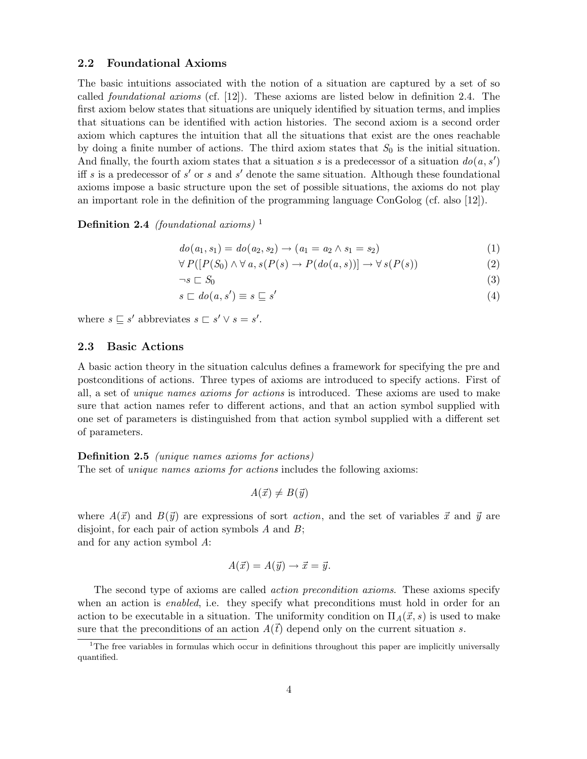### 2.2 Foundational Axioms

The basic intuitions associated with the notion of a situation are captured by a set of so called *foundational axioms* (cf. [12]). These axioms are listed below in definition 2.4. The first axiom below states that situations are uniquely identified by situation terms, and implies that situations can be identified with action histories. The second axiom is a second order axiom which captures the intuition that all the situations that exist are the ones reachable by doing a finite number of actions. The third axiom states that $S_0$ is the initial situation. And finally, the fourth axiom states that a situation $s$ is a predecessor of a situation $do(a, s')$ iff $s$ is a predecessor of $s'$ or $s$ and $s'$ denote the same situation. Although these foundational axioms impose a basic structure upon the set of possible situations, the axioms do not play an important role in the definition of the programming language ConGolog (cf. also [12]).

**Definition 2.4** *(foundational axioms)* [1]

$$do(a_1, s_1) = do(a_2, s_2) \rightarrow (a_1 = a_2 \wedge s_1 = s_2) \tag{1}$$

$$\forall\, P([P(S_0) \wedge \forall\, a, s(P(s) \rightarrow P(do(a, s))] \rightarrow \forall\, s(P(s)) \tag{2}$$

$$\neg s \sqsubset S_0 \tag{3}$$

$$s \sqsubset do(a, s') \equiv s \sqsubseteq s' \tag{4}$$

where $s \sqsubseteq s'$ abbreviates $s \sqsubset s' \vee s = s'$.

### 2.3 Basic Actions

A basic action theory in the situation calculus defines a framework for specifying the pre and postconditions of actions. Three types of axioms are introduced to specify actions. First of all, a set of *unique names axioms for actions* is introduced. These axioms are used to make sure that action names refer to different actions, and that an action symbol supplied with one set of parameters is distinguished from that action symbol supplied with a different set of parameters.

**Definition 2.5** *(unique names axioms for actions)*
The set of *unique names axioms for actions* includes the following axioms:

$$A(\vec{x}) \neq B(\vec{y})$$

where $A(\vec{x})$ and $B(\vec{y})$ are expressions of sort *action*, and the set of variables $\vec{x}$ and $\vec{y}$ are disjoint, for each pair of action symbols $A$ and $B$;
and for any action symbol $A$:

$$A(\vec{x}) = A(\vec{y}) \rightarrow \vec{x} = \vec{y}.$$

The second type of axioms are called *action precondition axioms*. These axioms specify when an action is *enabled*, i.e. they specify what preconditions must hold in order for an action to be executable in a situation. The uniformity condition on $\Pi_A(\vec{x}, s)$ is used to make sure that the preconditions of an action $A(\vec{t})$ depend only on the current situation $s$.

[1] The free variables in formulas which occur in definitions throughout this paper are implicitly universally quantified.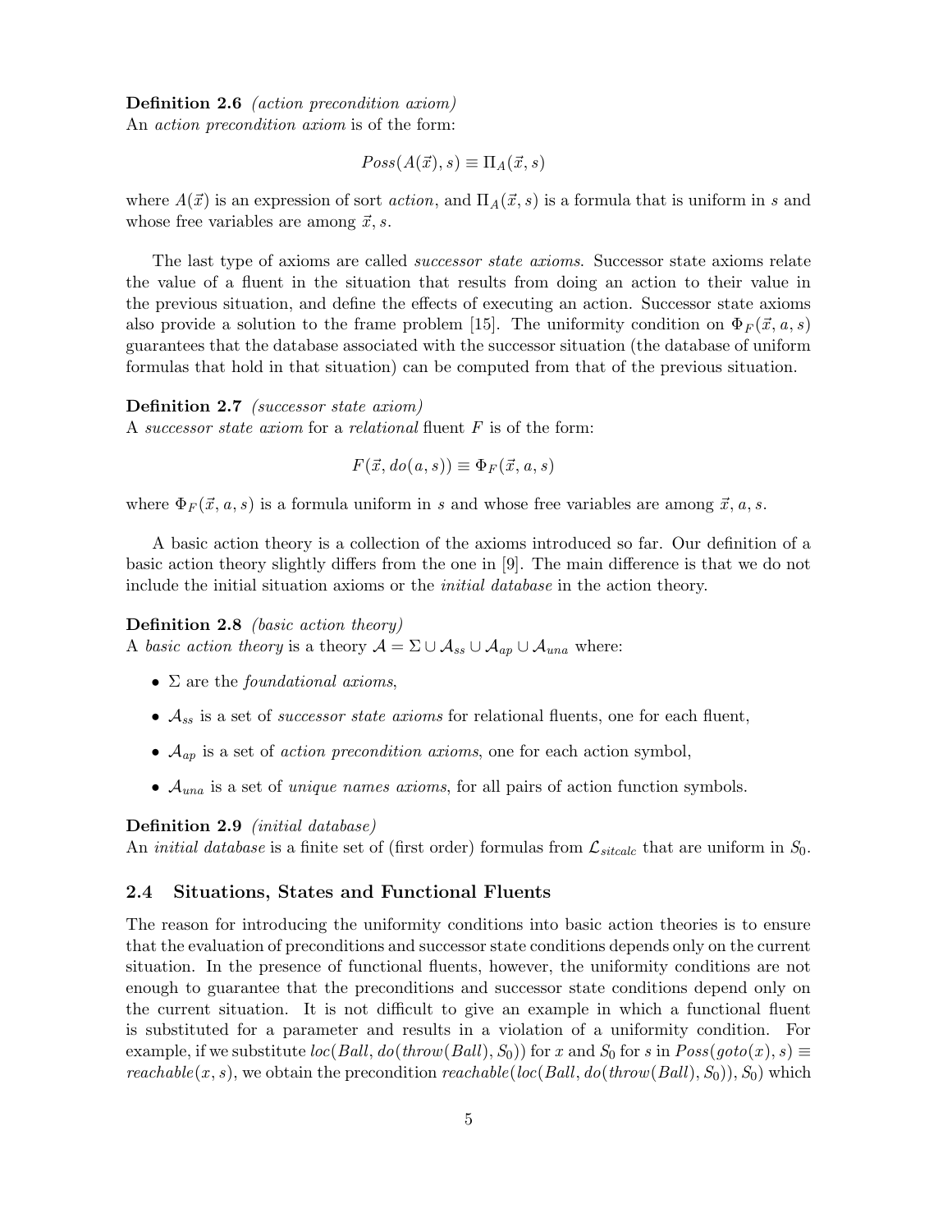**Definition 2.6** *(action precondition axiom)*
An *action precondition axiom* is of the form:

$$Poss(A(\vec{x}), s) \equiv \Pi_A(\vec{x}, s)$$

where $A(\vec{x})$ is an expression of sort *action*, and $\Pi_A(\vec{x}, s)$ is a formula that is uniform in $s$ and whose free variables are among $\vec{x}, s$.

The last type of axioms are called *successor state axioms*. Successor state axioms relate the value of a fluent in the situation that results from doing an action to their value in the previous situation, and define the effects of executing an action. Successor state axioms also provide a solution to the frame problem [15]. The uniformity condition on $\Phi_F(\vec{x}, a, s)$ guarantees that the database associated with the successor situation (the database of uniform formulas that hold in that situation) can be computed from that of the previous situation.

**Definition 2.7** *(successor state axiom)*
A *successor state axiom* for a *relational* fluent $F$ is of the form:

$$F(\vec{x}, do(a, s)) \equiv \Phi_F(\vec{x}, a, s)$$

where $\Phi_F(\vec{x}, a, s)$ is a formula uniform in $s$ and whose free variables are among $\vec{x}, a, s$.

A basic action theory is a collection of the axioms introduced so far. Our definition of a basic action theory slightly differs from the one in [9]. The main difference is that we do not include the initial situation axioms or the *initial database* in the action theory.

**Definition 2.8** *(basic action theory)*
A *basic action theory* is a theory $\mathcal{A} = \Sigma \cup \mathcal{A}_{ss} \cup \mathcal{A}_{ap} \cup \mathcal{A}_{una}$ where:

- $\Sigma$ are the *foundational axioms*,
- $\mathcal{A}_{ss}$ is a set of *successor state axioms* for relational fluents, one for each fluent,
- $\mathcal{A}_{ap}$ is a set of *action precondition axioms*, one for each action symbol,
- $\mathcal{A}_{una}$ is a set of *unique names axioms*, for all pairs of action function symbols.

**Definition 2.9** *(initial database)*
An *initial database* is a finite set of (first order) formulas from $\mathcal{L}_{sitcalc}$ that are uniform in $S_0$.

## 2.4 Situations, States and Functional Fluents

The reason for introducing the uniformity conditions into basic action theories is to ensure that the evaluation of preconditions and successor state conditions depends only on the current situation. In the presence of functional fluents, however, the uniformity conditions are not enough to guarantee that the preconditions and successor state conditions depend only on the current situation. It is not difficult to give an example in which a functional fluent is substituted for a parameter and results in a violation of a uniformity condition. For example, if we substitute $loc(Ball, do(throw(Ball), S_0))$ for $x$ and $S_0$ for $s$ in $Poss(goto(x), s) \equiv reachable(x, s)$, we obtain the precondition $reachable(loc(Ball, do(throw(Ball), S_0)), S_0)$ which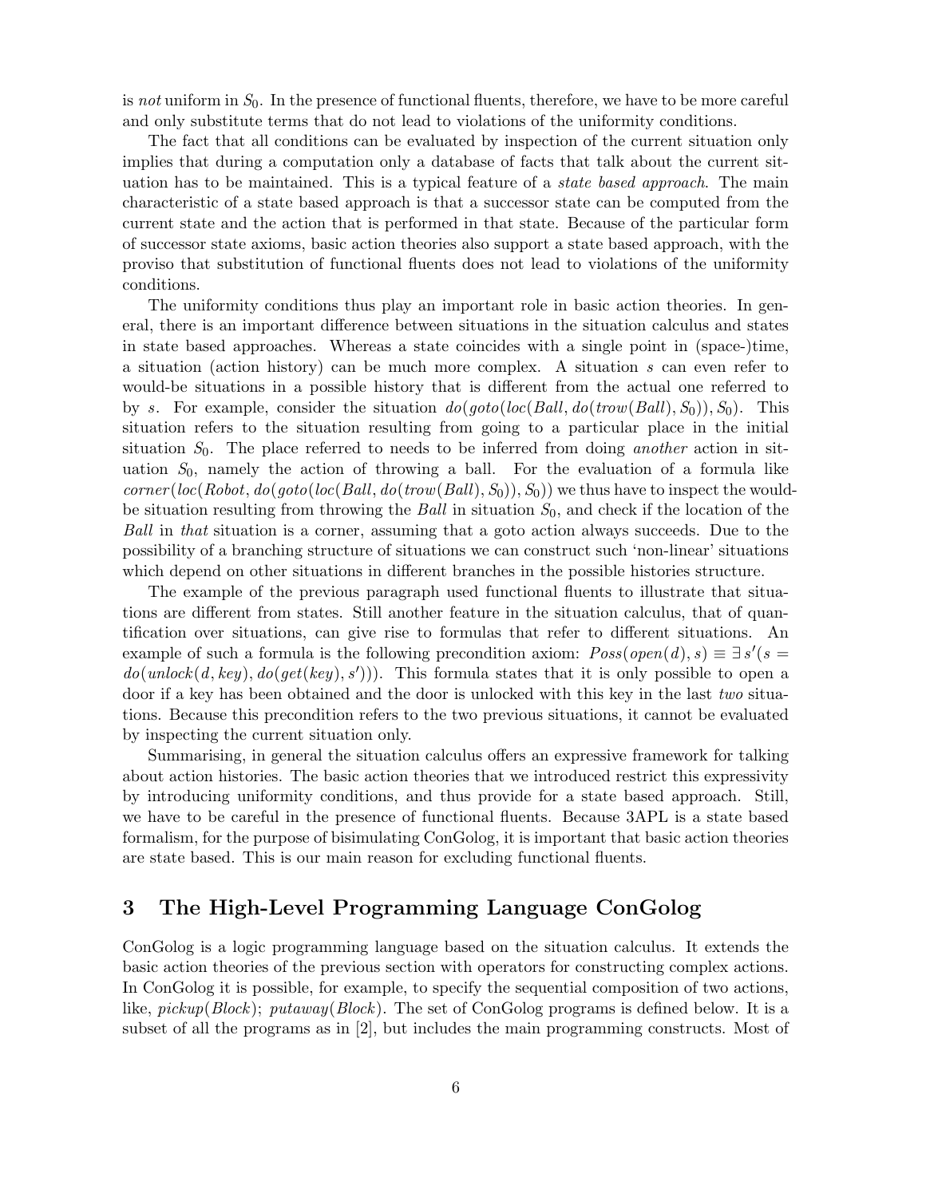is *not* uniform in $S_0$. In the presence of functional fluents, therefore, we have to be more careful and only substitute terms that do not lead to violations of the uniformity conditions.

The fact that all conditions can be evaluated by inspection of the current situation only implies that during a computation only a database of facts that talk about the current situation has to be maintained. This is a typical feature of a *state based approach*. The main characteristic of a state based approach is that a successor state can be computed from the current state and the action that is performed in that state. Because of the particular form of successor state axioms, basic action theories also support a state based approach, with the proviso that substitution of functional fluents does not lead to violations of the uniformity conditions.

The uniformity conditions thus play an important role in basic action theories. In general, there is an important difference between situations in the situation calculus and states in state based approaches. Whereas a state coincides with a single point in (space-)time, a situation (action history) can be much more complex. A situation $s$ can even refer to would-be situations in a possible history that is different from the actual one referred to by $s$. For example, consider the situation $do(goto(loc(Ball, do(trow(Ball), S_0)), S_0)$. This situation refers to the situation resulting from going to a particular place in the initial situation $S_0$. The place referred to needs to be inferred from doing *another* action in situation $S_0$, namely the action of throwing a ball. For the evaluation of a formula like $corner(loc(Robot, do(goto(loc(Ball, do(trow(Ball), S_0)), S_0))$ we thus have to inspect the would-be situation resulting from throwing the *Ball* in situation $S_0$, and check if the location of the *Ball* in *that* situation is a corner, assuming that a goto action always succeeds. Due to the possibility of a branching structure of situations we can construct such 'non-linear' situations which depend on other situations in different branches in the possible histories structure.

The example of the previous paragraph used functional fluents to illustrate that situations are different from states. Still another feature in the situation calculus, that of quantification over situations, can give rise to formulas that refer to different situations. An example of such a formula is the following precondition axiom: $Poss(open(d), s) \equiv \exists s'(s = do(unlock(d, key), do(get(key), s')))$. This formula states that it is only possible to open a door if a key has been obtained and the door is unlocked with this key in the last *two* situations. Because this precondition refers to the two previous situations, it cannot be evaluated by inspecting the current situation only.

Summarising, in general the situation calculus offers an expressive framework for talking about action histories. The basic action theories that we introduced restrict this expressivity by introducing uniformity conditions, and thus provide for a state based approach. Still, we have to be careful in the presence of functional fluents. Because 3APL is a state based formalism, for the purpose of bisimulating ConGolog, it is important that basic action theories are state based. This is our main reason for excluding functional fluents.

## 3 The High-Level Programming Language ConGolog

ConGolog is a logic programming language based on the situation calculus. It extends the basic action theories of the previous section with operators for constructing complex actions. In ConGolog it is possible, for example, to specify the sequential composition of two actions, like, $pickup(Block)$; $putaway(Block)$. The set of ConGolog programs is defined below. It is a subset of all the programs as in [2], but includes the main programming constructs. Most of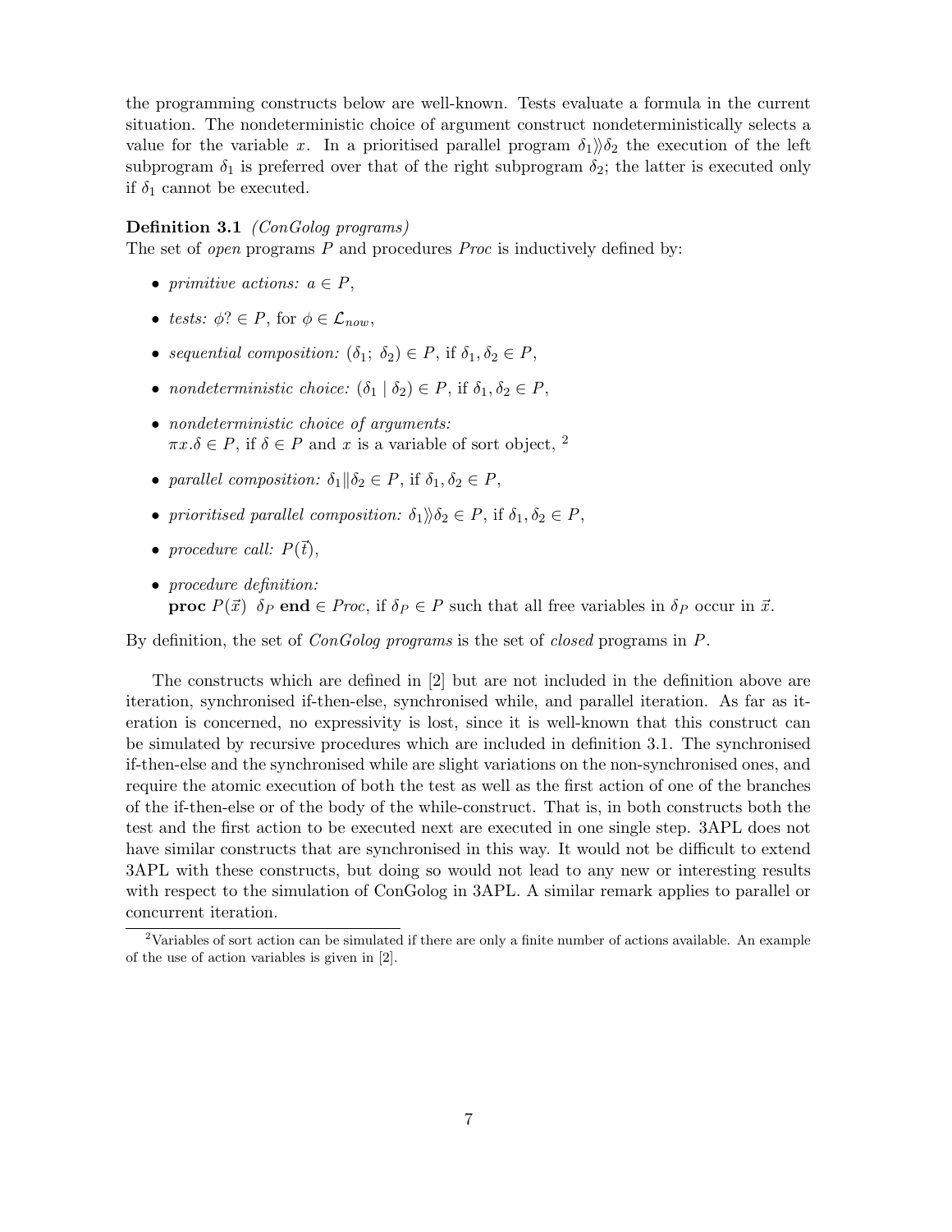the programming constructs below are well-known. Tests evaluate a formula in the current situation. The nondeterministic choice of argument construct nondeterministically selects a value for the variable $x$. In a prioritised parallel program $\delta_1 \rangle\rangle \delta_2$ the execution of the left subprogram $\delta_1$ is preferred over that of the right subprogram $\delta_2$; the latter is executed only if $\delta_1$ cannot be executed.

**Definition 3.1** *(ConGolog programs)*
The set of *open* programs $P$ and procedures *Proc* is inductively defined by:

- *primitive actions:* $a \in P$,
- *tests:* $\phi? \in P$, for $\phi \in \mathcal{L}_{now}$,
- *sequential composition:* $(\delta_1;\ \delta_2) \in P$, if $\delta_1, \delta_2 \in P$,
- *nondeterministic choice:* $(\delta_1 \mid \delta_2) \in P$, if $\delta_1, \delta_2 \in P$,
- *nondeterministic choice of arguments:*
  $\pi x.\delta \in P$, if $\delta \in P$ and $x$ is a variable of sort object, [2]
- *parallel composition:* $\delta_1 \| \delta_2 \in P$, if $\delta_1, \delta_2 \in P$,
- *prioritised parallel composition:* $\delta_1 \rangle\rangle \delta_2 \in P$, if $\delta_1, \delta_2 \in P$,
- *procedure call:* $P(\vec{t})$,
- *procedure definition:*
  **proc** $P(\vec{x})\ \ \delta_P$ **end** $\in$ *Proc*, if $\delta_P \in P$ such that all free variables in $\delta_P$ occur in $\vec{x}$.

By definition, the set of *ConGolog programs* is the set of *closed* programs in $P$.

The constructs which are defined in [2] but are not included in the definition above are iteration, synchronised if-then-else, synchronised while, and parallel iteration. As far as iteration is concerned, no expressivity is lost, since it is well-known that this construct can be simulated by recursive procedures which are included in definition 3.1. The synchronised if-then-else and the synchronised while are slight variations on the non-synchronised ones, and require the atomic execution of both the test as well as the first action of one of the branches of the if-then-else or of the body of the while-construct. That is, in both constructs both the test and the first action to be executed next are executed in one single step. 3APL does not have similar constructs that are synchronised in this way. It would not be difficult to extend 3APL with these constructs, but doing so would not lead to any new or interesting results with respect to the simulation of ConGolog in 3APL. A similar remark applies to parallel or concurrent iteration.

[2] Variables of sort action can be simulated if there are only a finite number of actions available. An example of the use of action variables is given in [2].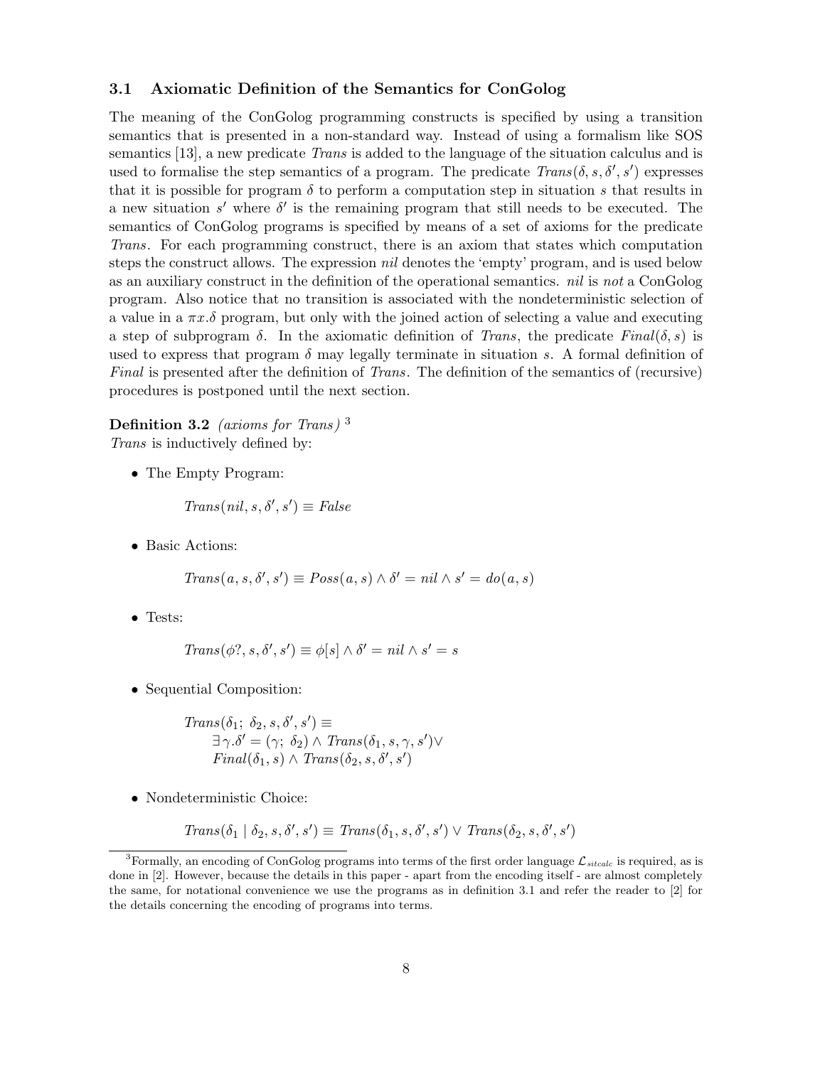### 3.1 Axiomatic Definition of the Semantics for ConGolog

The meaning of the ConGolog programming constructs is specified by using a transition semantics that is presented in a non-standard way. Instead of using a formalism like SOS semantics [13], a new predicate *Trans* is added to the language of the situation calculus and is used to formalise the step semantics of a program. The predicate $Trans(\delta, s, \delta', s')$ expresses that it is possible for program $\delta$ to perform a computation step in situation $s$ that results in a new situation $s'$ where $\delta'$ is the remaining program that still needs to be executed. The semantics of ConGolog programs is specified by means of a set of axioms for the predicate *Trans*. For each programming construct, there is an axiom that states which computation steps the construct allows. The expression *nil* denotes the 'empty' program, and is used below as an auxiliary construct in the definition of the operational semantics. *nil* is *not* a ConGolog program. Also notice that no transition is associated with the nondeterministic selection of a value in a $\pi x.\delta$ program, but only with the joined action of selecting a value and executing a step of subprogram $\delta$. In the axiomatic definition of *Trans*, the predicate $Final(\delta, s)$ is used to express that program $\delta$ may legally terminate in situation $s$. A formal definition of *Final* is presented after the definition of *Trans*. The definition of the semantics of (recursive) procedures is postponed until the next section.

**Definition 3.2** *(axioms for Trans)* [3]
*Trans* is inductively defined by:

- The Empty Program:

$$Trans(nil, s, \delta', s') \equiv False$$

- Basic Actions:

$$Trans(a, s, \delta', s') \equiv Poss(a, s) \wedge \delta' = nil \wedge s' = do(a, s)$$

- Tests:

$$Trans(\phi?, s, \delta', s') \equiv \phi[s] \wedge \delta' = nil \wedge s' = s$$

- Sequential Composition:

$$\begin{aligned} &Trans(\delta_1;\ \delta_2, s, \delta', s') \equiv \\ &\quad \exists \gamma. \delta' = (\gamma;\ \delta_2) \wedge Trans(\delta_1, s, \gamma, s') \vee \\ &\quad Final(\delta_1, s) \wedge Trans(\delta_2, s, \delta', s') \end{aligned}$$

- Nondeterministic Choice:

$$Trans(\delta_1 \mid \delta_2, s, \delta', s') \equiv Trans(\delta_1, s, \delta', s') \vee Trans(\delta_2, s, \delta', s')$$

[3] Formally, an encoding of ConGolog programs into terms of the first order language $\mathcal{L}_{sitcalc}$ is required, as is done in [2]. However, because the details in this paper - apart from the encoding itself - are almost completely the same, for notational convenience we use the programs as in definition 3.1 and refer the reader to [2] for the details concerning the encoding of programs into terms.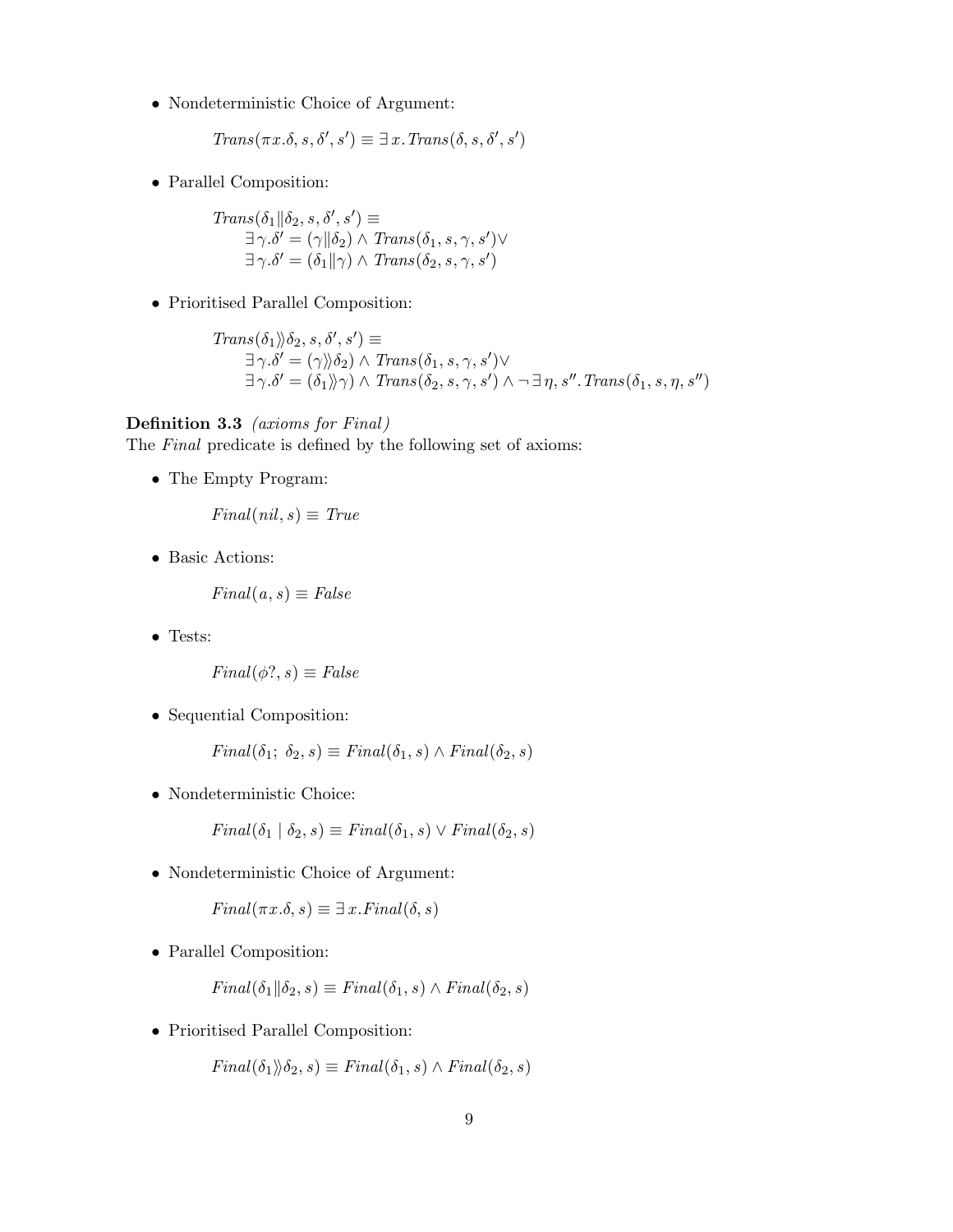- Nondeterministic Choice of Argument:

$$Trans(\pi x.\delta, s, \delta', s') \equiv \exists\, x.\, Trans(\delta, s, \delta', s')$$

- Parallel Composition:

$$\begin{array}{l} Trans(\delta_1 \| \delta_2, s, \delta', s') \equiv \\ \quad \exists\, \gamma.\delta' = (\gamma \| \delta_2) \wedge Trans(\delta_1, s, \gamma, s') \vee \\ \quad \exists\, \gamma.\delta' = (\delta_1 \| \gamma) \wedge Trans(\delta_2, s, \gamma, s') \end{array}$$

- Prioritised Parallel Composition:

$$\begin{array}{l} Trans(\delta_1 \rangle\!\rangle \delta_2, s, \delta', s') \equiv \\ \quad \exists\, \gamma.\delta' = (\gamma \rangle\!\rangle \delta_2) \wedge Trans(\delta_1, s, \gamma, s') \vee \\ \quad \exists\, \gamma.\delta' = (\delta_1 \rangle\!\rangle \gamma) \wedge Trans(\delta_2, s, \gamma, s') \wedge \neg \exists\, \eta, s''.\, Trans(\delta_1, s, \eta, s'') \end{array}$$

**Definition 3.3** *(axioms for Final)*
The *Final* predicate is defined by the following set of axioms:

- The Empty Program:

$$Final(nil, s) \equiv True$$

- Basic Actions:

$$Final(a, s) \equiv False$$

- Tests:

$$Final(\phi?, s) \equiv False$$

- Sequential Composition:

$$Final(\delta_1;\ \delta_2, s) \equiv Final(\delta_1, s) \wedge Final(\delta_2, s)$$

- Nondeterministic Choice:

$$Final(\delta_1 \mid \delta_2, s) \equiv Final(\delta_1, s) \vee Final(\delta_2, s)$$

- Nondeterministic Choice of Argument:

$$Final(\pi x.\delta, s) \equiv \exists\, x. Final(\delta, s)$$

- Parallel Composition:

$$Final(\delta_1 \| \delta_2, s) \equiv Final(\delta_1, s) \wedge Final(\delta_2, s)$$

- Prioritised Parallel Composition:

$$Final(\delta_1 \rangle\!\rangle \delta_2, s) \equiv Final(\delta_1, s) \wedge Final(\delta_2, s)$$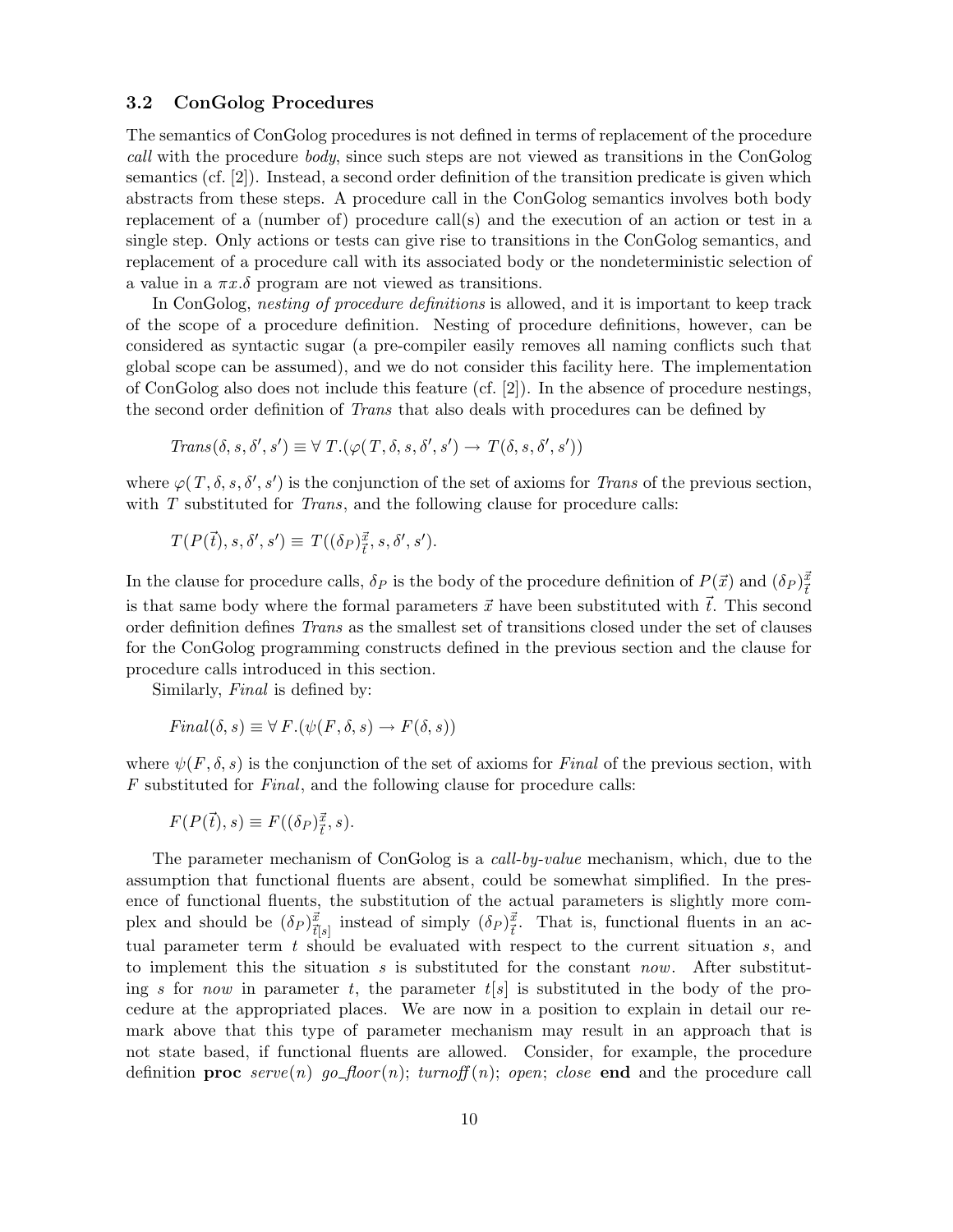### 3.2 ConGolog Procedures

The semantics of ConGolog procedures is not defined in terms of replacement of the procedure *call* with the procedure *body*, since such steps are not viewed as transitions in the ConGolog semantics (cf. [2]). Instead, a second order definition of the transition predicate is given which abstracts from these steps. A procedure call in the ConGolog semantics involves both body replacement of a (number of) procedure call(s) and the execution of an action or test in a single step. Only actions or tests can give rise to transitions in the ConGolog semantics, and replacement of a procedure call with its associated body or the nondeterministic selection of a value in a $\pi x.\delta$ program are not viewed as transitions.

In ConGolog, *nesting of procedure definitions* is allowed, and it is important to keep track of the scope of a procedure definition. Nesting of procedure definitions, however, can be considered as syntactic sugar (a pre-compiler easily removes all naming conflicts such that global scope can be assumed), and we do not consider this facility here. The implementation of ConGolog also does not include this feature (cf. [2]). In the absence of procedure nestings, the second order definition of *Trans* that also deals with procedures can be defined by

$$Trans(\delta, s, \delta', s') \equiv \forall\, T.(\varphi(T, \delta, s, \delta', s') \rightarrow T(\delta, s, \delta', s'))$$

where $\varphi(T, \delta, s, \delta', s')$ is the conjunction of the set of axioms for *Trans* of the previous section, with $T$ substituted for *Trans*, and the following clause for procedure calls:

$$T(P(\vec{t}), s, \delta', s') \equiv T((\delta_P)^{\vec{x}}_{\vec{t}}, s, \delta', s').$$

In the clause for procedure calls, $\delta_P$ is the body of the procedure definition of $P(\vec{x})$ and $(\delta_P)^{\vec{x}}_{\vec{t}}$ is that same body where the formal parameters $\vec{x}$ have been substituted with $\vec{t}$. This second order definition defines *Trans* as the smallest set of transitions closed under the set of clauses for the ConGolog programming constructs defined in the previous section and the clause for procedure calls introduced in this section.

Similarly, *Final* is defined by:

$$Final(\delta, s) \equiv \forall\, F.(\psi(F, \delta, s) \rightarrow F(\delta, s))$$

where $\psi(F, \delta, s)$ is the conjunction of the set of axioms for *Final* of the previous section, with $F$ substituted for *Final*, and the following clause for procedure calls:

$$F(P(\vec{t}), s) \equiv F((\delta_P)^{\vec{x}}_{\vec{t}}, s).$$

The parameter mechanism of ConGolog is a *call-by-value* mechanism, which, due to the assumption that functional fluents are absent, could be somewhat simplified. In the presence of functional fluents, the substitution of the actual parameters is slightly more complex and should be $(\delta_P)^{\vec{x}}_{\vec{t}[s]}$ instead of simply $(\delta_P)^{\vec{x}}_{\vec{t}}$. That is, functional fluents in an actual parameter term $t$ should be evaluated with respect to the current situation $s$, and to implement this the situation $s$ is substituted for the constant *now*. After substituting $s$ for *now* in parameter $t$, the parameter $t[s]$ is substituted in the body of the procedure at the appropriated places. We are now in a position to explain in detail our remark above that this type of parameter mechanism may result in an approach that is not state based, if functional fluents are allowed. Consider, for example, the procedure definition **proc** *serve*($n$) *go_floor*($n$); *turnoff*($n$); *open*; *close* **end** and the procedure call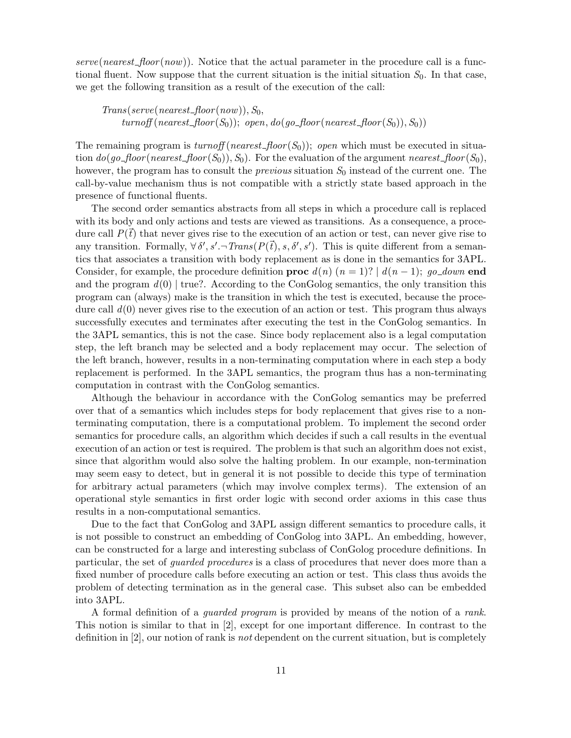$serve(nearest\_floor(now))$. Notice that the actual parameter in the procedure call is a functional fluent. Now suppose that the current situation is the initial situation $S_0$. In that case, we get the following transition as a result of the execution of the call:

$$
\begin{array}{l}
Trans(serve(nearest\_floor(now)), S_0, \\
\quad turnoff(nearest\_floor(S_0));\ open, do(go\_floor(nearest\_floor(S_0)), S_0))
\end{array}
$$

The remaining program is $turnoff(nearest\_floor(S_0));\ open$ which must be executed in situation $do(go\_floor(nearest\_floor(S_0)), S_0)$. For the evaluation of the argument $nearest\_floor(S_0)$, however, the program has to consult the *previous* situation $S_0$ instead of the current one. The call-by-value mechanism thus is not compatible with a strictly state based approach in the presence of functional fluents.

The second order semantics abstracts from all steps in which a procedure call is replaced with its body and only actions and tests are viewed as transitions. As a consequence, a procedure call $P(\vec{t})$ that never gives rise to the execution of an action or test, can never give rise to any transition. Formally, $\forall \delta', s'. \neg Trans(P(\vec{t}), s, \delta', s')$. This is quite different from a semantics that associates a transition with body replacement as is done in the semantics for 3APL. Consider, for example, the procedure definition **proc** $d(n)\ (n = 1)? \mid d(n-1);\ go\_down$ **end** and the program $d(0) \mid \text{true}?$. According to the ConGolog semantics, the only transition this program can (always) make is the transition in which the test is executed, because the procedure call $d(0)$ never gives rise to the execution of an action or test. This program thus always successfully executes and terminates after executing the test in the ConGolog semantics. In the 3APL semantics, this is not the case. Since body replacement also is a legal computation step, the left branch may be selected and a body replacement may occur. The selection of the left branch, however, results in a non-terminating computation where in each step a body replacement is performed. In the 3APL semantics, the program thus has a non-terminating computation in contrast with the ConGolog semantics.

Although the behaviour in accordance with the ConGolog semantics may be preferred over that of a semantics which includes steps for body replacement that gives rise to a non-terminating computation, there is a computational problem. To implement the second order semantics for procedure calls, an algorithm which decides if such a call results in the eventual execution of an action or test is required. The problem is that such an algorithm does not exist, since that algorithm would also solve the halting problem. In our example, non-termination may seem easy to detect, but in general it is not possible to decide this type of termination for arbitrary actual parameters (which may involve complex terms). The extension of an operational style semantics in first order logic with second order axioms in this case thus results in a non-computational semantics.

Due to the fact that ConGolog and 3APL assign different semantics to procedure calls, it is not possible to construct an embedding of ConGolog into 3APL. An embedding, however, can be constructed for a large and interesting subclass of ConGolog procedure definitions. In particular, the set of *guarded procedures* is a class of procedures that never does more than a fixed number of procedure calls before executing an action or test. This class thus avoids the problem of detecting termination as in the general case. This subset also can be embedded into 3APL.

A formal definition of a *guarded program* is provided by means of the notion of a *rank*. This notion is similar to that in [2], except for one important difference. In contrast to the definition in [2], our notion of rank is *not* dependent on the current situation, but is completely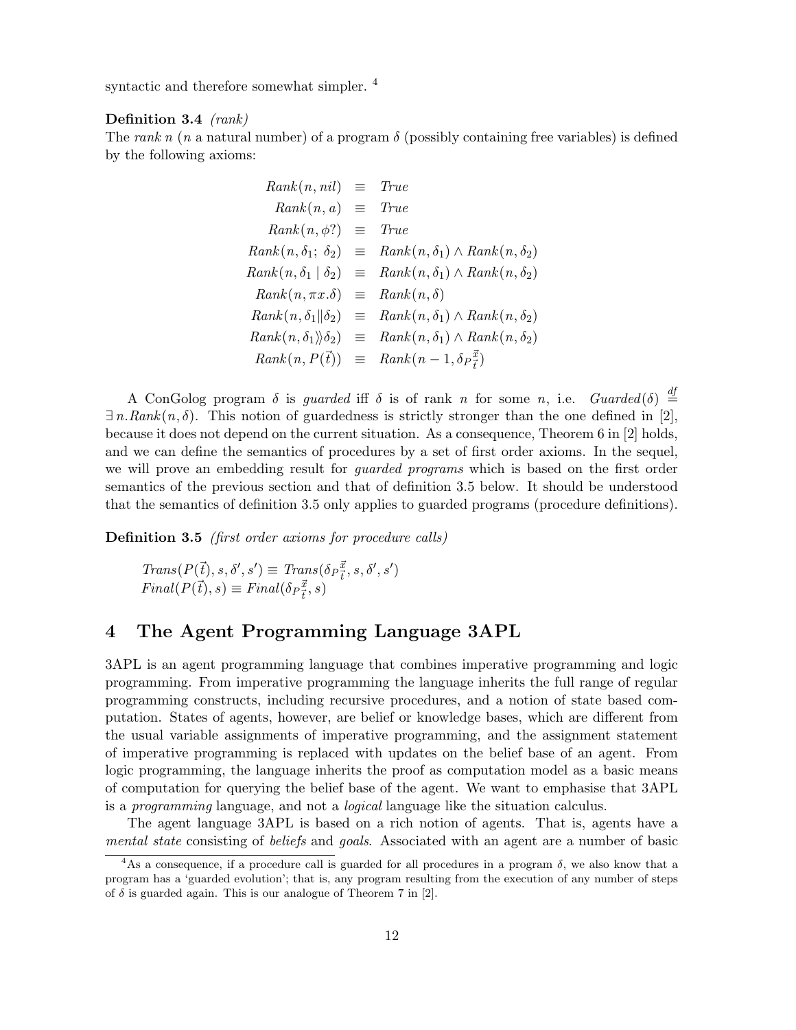syntactic and therefore somewhat simpler. [4]

**Definition 3.4** *(rank)*
The *rank* $n$ ($n$ a natural number) of a program $\delta$ (possibly containing free variables) is defined by the following axioms:

$$
\begin{array}{rcl}
Rank(n, nil) & \equiv & True \\
Rank(n, a) & \equiv & True \\
Rank(n, \phi?) & \equiv & True \\
Rank(n, \delta_1;\ \delta_2) & \equiv & Rank(n, \delta_1) \wedge Rank(n, \delta_2) \\
Rank(n, \delta_1 \mid \delta_2) & \equiv & Rank(n, \delta_1) \wedge Rank(n, \delta_2) \\
Rank(n, \pi x.\delta) & \equiv & Rank(n, \delta) \\
Rank(n, \delta_1 \| \delta_2) & \equiv & Rank(n, \delta_1) \wedge Rank(n, \delta_2) \\
Rank(n, \delta_1 \rangle\!\rangle \delta_2) & \equiv & Rank(n, \delta_1) \wedge Rank(n, \delta_2) \\
Rank(n, P(\vec{t})) & \equiv & Rank(n-1, \delta_P{}^{\vec{x}}_{\vec{t}})
\end{array}
$$

A ConGolog program $\delta$ is *guarded* iff $\delta$ is of rank $n$ for some $n$, i.e. $Guarded(\delta) \stackrel{df}{=} \exists\, n. Rank(n, \delta)$. This notion of guardedness is strictly stronger than the one defined in [2], because it does not depend on the current situation. As a consequence, Theorem 6 in [2] holds, and we can define the semantics of procedures by a set of first order axioms. In the sequel, we will prove an embedding result for *guarded programs* which is based on the first order semantics of the previous section and that of definition 3.5 below. It should be understood that the semantics of definition 3.5 only applies to guarded programs (procedure definitions).

**Definition 3.5** *(first order axioms for procedure calls)*

$Trans(P(\vec{t}), s, \delta', s') \equiv Trans(\delta_P{}^{\vec{x}}_{\vec{t}}, s, \delta', s')$
$Final(P(\vec{t}), s) \equiv Final(\delta_P{}^{\vec{x}}_{\vec{t}}, s)$

# 4 The Agent Programming Language 3APL

3APL is an agent programming language that combines imperative programming and logic programming. From imperative programming the language inherits the full range of regular programming constructs, including recursive procedures, and a notion of state based computation. States of agents, however, are belief or knowledge bases, which are different from the usual variable assignments of imperative programming, and the assignment statement of imperative programming is replaced with updates on the belief base of an agent. From logic programming, the language inherits the proof as computation model as a basic means of computation for querying the belief base of the agent. We want to emphasise that 3APL is a *programming* language, and not a *logical* language like the situation calculus.

The agent language 3APL is based on a rich notion of agents. That is, agents have a *mental state* consisting of *beliefs* and *goals*. Associated with an agent are a number of basic

[4] As a consequence, if a procedure call is guarded for all procedures in a program $\delta$, we also know that a program has a 'guarded evolution'; that is, any program resulting from the execution of any number of steps of $\delta$ is guarded again. This is our analogue of Theorem 7 in [2].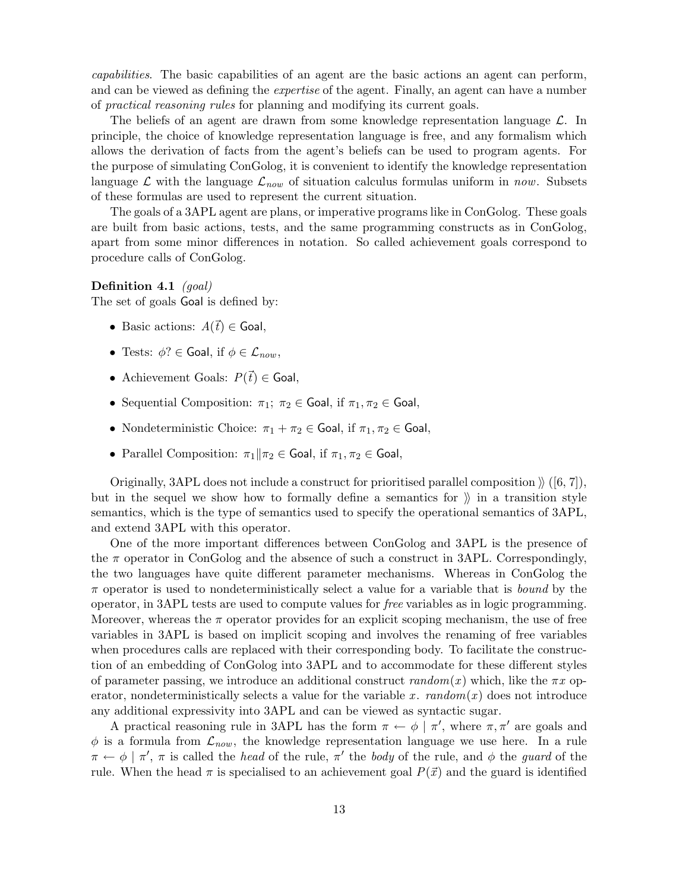*capabilities*. The basic capabilities of an agent are the basic actions an agent can perform, and can be viewed as defining the *expertise* of the agent. Finally, an agent can have a number of *practical reasoning rules* for planning and modifying its current goals.

The beliefs of an agent are drawn from some knowledge representation language $\mathcal{L}$. In principle, the choice of knowledge representation language is free, and any formalism which allows the derivation of facts from the agent's beliefs can be used to program agents. For the purpose of simulating ConGolog, it is convenient to identify the knowledge representation language $\mathcal{L}$ with the language $\mathcal{L}_{now}$ of situation calculus formulas uniform in *now*. Subsets of these formulas are used to represent the current situation.

The goals of a 3APL agent are plans, or imperative programs like in ConGolog. These goals are built from basic actions, tests, and the same programming constructs as in ConGolog, apart from some minor differences in notation. So called achievement goals correspond to procedure calls of ConGolog.

**Definition 4.1** *(goal)*
The set of goals $\mathsf{Goal}$ is defined by:

- Basic actions: $A(\vec{t}) \in \mathsf{Goal}$,
- Tests: $\phi? \in \mathsf{Goal}$, if $\phi \in \mathcal{L}_{now}$,
- Achievement Goals: $P(\vec{t}) \in \mathsf{Goal}$,
- Sequential Composition: $\pi_1;\ \pi_2 \in \mathsf{Goal}$, if $\pi_1, \pi_2 \in \mathsf{Goal}$,
- Nondeterministic Choice: $\pi_1 + \pi_2 \in \mathsf{Goal}$, if $\pi_1, \pi_2 \in \mathsf{Goal}$,
- Parallel Composition: $\pi_1 \| \pi_2 \in \mathsf{Goal}$, if $\pi_1, \pi_2 \in \mathsf{Goal}$,

Originally, 3APL does not include a construct for prioritised parallel composition $\rangle\!\rangle$ ([6, 7]), but in the sequel we show how to formally define a semantics for $\rangle\!\rangle$ in a transition style semantics, which is the type of semantics used to specify the operational semantics of 3APL, and extend 3APL with this operator.

One of the more important differences between ConGolog and 3APL is the presence of the $\pi$ operator in ConGolog and the absence of such a construct in 3APL. Correspondingly, the two languages have quite different parameter mechanisms. Whereas in ConGolog the $\pi$ operator is used to nondeterministically select a value for a variable that is *bound* by the operator, in 3APL tests are used to compute values for *free* variables as in logic programming. Moreover, whereas the $\pi$ operator provides for an explicit scoping mechanism, the use of free variables in 3APL is based on implicit scoping and involves the renaming of free variables when procedures calls are replaced with their corresponding body. To facilitate the construction of an embedding of ConGolog into 3APL and to accommodate for these different styles of parameter passing, we introduce an additional construct $random(x)$ which, like the $\pi x$ operator, nondeterministically selects a value for the variable $x$. $random(x)$ does not introduce any additional expressivity into 3APL and can be viewed as syntactic sugar.

A practical reasoning rule in 3APL has the form $\pi \leftarrow \phi \mid \pi'$, where $\pi, \pi'$ are goals and $\phi$ is a formula from $\mathcal{L}_{now}$, the knowledge representation language we use here. In a rule $\pi \leftarrow \phi \mid \pi'$, $\pi$ is called the *head* of the rule, $\pi'$ the *body* of the rule, and $\phi$ the *guard* of the rule. When the head $\pi$ is specialised to an achievement goal $P(\vec{x})$ and the guard is identified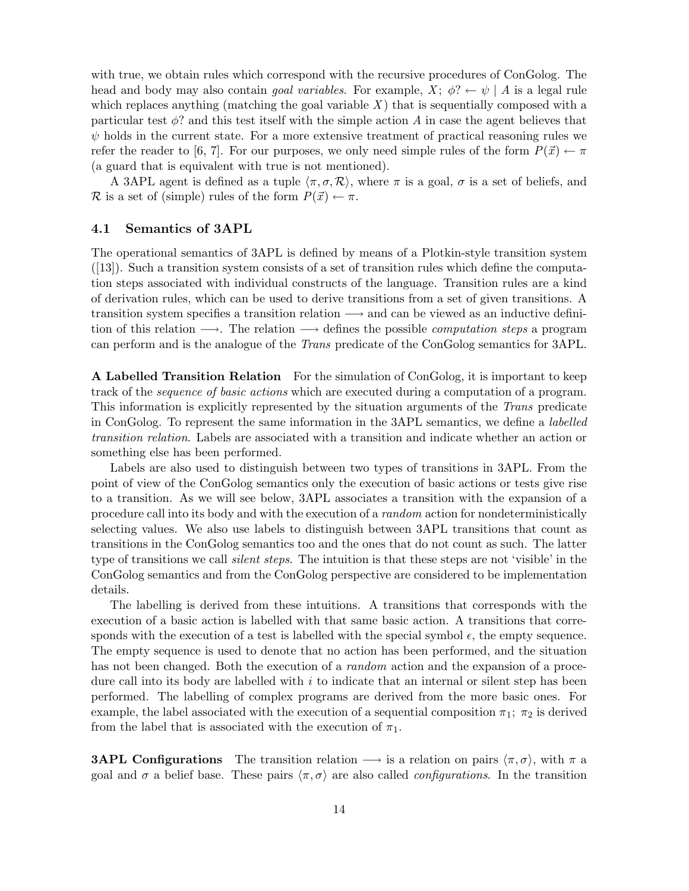with true, we obtain rules which correspond with the recursive procedures of ConGolog. The head and body may also contain *goal variables*. For example, $X;\ \phi? \leftarrow \psi \mid A$ is a legal rule which replaces anything (matching the goal variable $X$) that is sequentially composed with a particular test $\phi?$ and this test itself with the simple action $A$ in case the agent believes that $\psi$ holds in the current state. For a more extensive treatment of practical reasoning rules we refer the reader to [6, 7]. For our purposes, we only need simple rules of the form $P(\vec{x}) \leftarrow \pi$ (a guard that is equivalent with true is not mentioned).

A 3APL agent is defined as a tuple $\langle \pi, \sigma, \mathcal{R} \rangle$, where $\pi$ is a goal, $\sigma$ is a set of beliefs, and $\mathcal{R}$ is a set of (simple) rules of the form $P(\vec{x}) \leftarrow \pi$.

### 4.1 Semantics of 3APL

The operational semantics of 3APL is defined by means of a Plotkin-style transition system ([13]). Such a transition system consists of a set of transition rules which define the computation steps associated with individual constructs of the language. Transition rules are a kind of derivation rules, which can be used to derive transitions from a set of given transitions. A transition system specifies a transition relation $\longrightarrow$ and can be viewed as an inductive definition of this relation $\longrightarrow$. The relation $\longrightarrow$ defines the possible *computation steps* a program can perform and is the analogue of the *Trans* predicate of the ConGolog semantics for 3APL.

**A Labelled Transition Relation** For the simulation of ConGolog, it is important to keep track of the *sequence of basic actions* which are executed during a computation of a program. This information is explicitly represented by the situation arguments of the *Trans* predicate in ConGolog. To represent the same information in the 3APL semantics, we define a *labelled transition relation*. Labels are associated with a transition and indicate whether an action or something else has been performed.

Labels are also used to distinguish between two types of transitions in 3APL. From the point of view of the ConGolog semantics only the execution of basic actions or tests give rise to a transition. As we will see below, 3APL associates a transition with the expansion of a procedure call into its body and with the execution of a *random* action for nondeterministically selecting values. We also use labels to distinguish between 3APL transitions that count as transitions in the ConGolog semantics too and the ones that do not count as such. The latter type of transitions we call *silent steps*. The intuition is that these steps are not 'visible' in the ConGolog semantics and from the ConGolog perspective are considered to be implementation details.

The labelling is derived from these intuitions. A transitions that corresponds with the execution of a basic action is labelled with that same basic action. A transitions that corresponds with the execution of a test is labelled with the special symbol $\epsilon$, the empty sequence. The empty sequence is used to denote that no action has been performed, and the situation has not been changed. Both the execution of a *random* action and the expansion of a procedure call into its body are labelled with $i$ to indicate that an internal or silent step has been performed. The labelling of complex programs are derived from the more basic ones. For example, the label associated with the execution of a sequential composition $\pi_1;\ \pi_2$ is derived from the label that is associated with the execution of $\pi_1$.

**3APL Configurations** The transition relation $\longrightarrow$ is a relation on pairs $\langle \pi, \sigma \rangle$, with $\pi$ a goal and $\sigma$ a belief base. These pairs $\langle \pi, \sigma \rangle$ are also called *configurations*. In the transition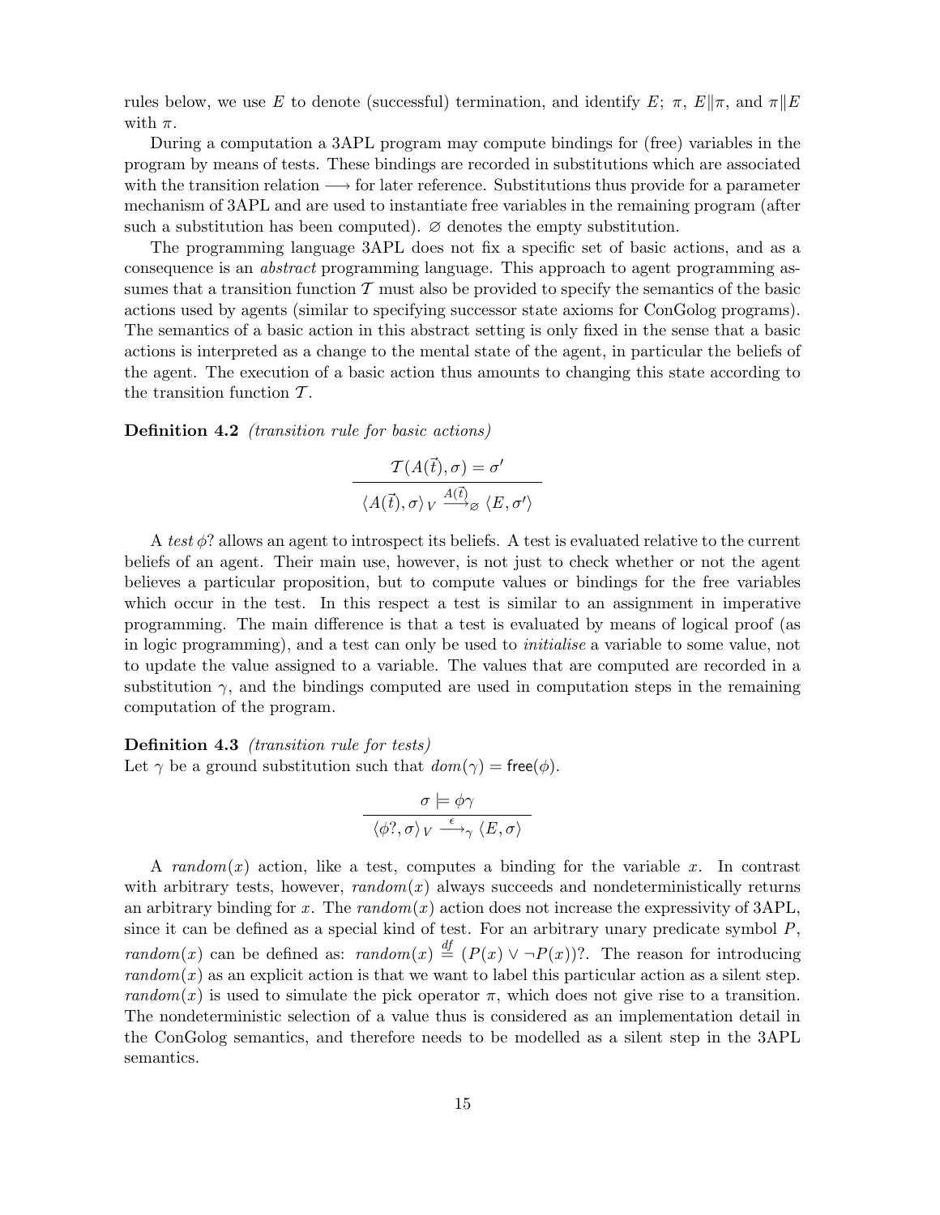rules below, we use $E$ to denote (successful) termination, and identify $E;\ \pi$, $E\|\pi$, and $\pi\|E$ with $\pi$.

During a computation a 3APL program may compute bindings for (free) variables in the program by means of tests. These bindings are recorded in substitutions which are associated with the transition relation $\longrightarrow$ for later reference. Substitutions thus provide for a parameter mechanism of 3APL and are used to instantiate free variables in the remaining program (after such a substitution has been computed). $\varnothing$ denotes the empty substitution.

The programming language 3APL does not fix a specific set of basic actions, and as a consequence is an *abstract* programming language. This approach to agent programming assumes that a transition function $\mathcal{T}$ must also be provided to specify the semantics of the basic actions used by agents (similar to specifying successor state axioms for ConGolog programs). The semantics of a basic action in this abstract setting is only fixed in the sense that a basic actions is interpreted as a change to the mental state of the agent, in particular the beliefs of the agent. The execution of a basic action thus amounts to changing this state according to the transition function $\mathcal{T}$.

**Definition 4.2** *(transition rule for basic actions)*

$$\frac{\mathcal{T}(A(\vec{t}), \sigma) = \sigma'}{\langle A(\vec{t}), \sigma \rangle_V \xrightarrow{A(\vec{t})}_{\varnothing} \langle E, \sigma' \rangle}$$

A *test* $\phi$? allows an agent to introspect its beliefs. A test is evaluated relative to the current beliefs of an agent. Their main use, however, is not just to check whether or not the agent believes a particular proposition, but to compute values or bindings for the free variables which occur in the test. In this respect a test is similar to an assignment in imperative programming. The main difference is that a test is evaluated by means of logical proof (as in logic programming), and a test can only be used to *initialise* a variable to some value, not to update the value assigned to a variable. The values that are computed are recorded in a substitution $\gamma$, and the bindings computed are used in computation steps in the remaining computation of the program.

**Definition 4.3** *(transition rule for tests)*
Let $\gamma$ be a ground substitution such that $dom(\gamma) = \mathsf{free}(\phi)$.

$$\frac{\sigma \models \phi\gamma}{\langle \phi?, \sigma \rangle_V \xrightarrow{\epsilon}_{\gamma} \langle E, \sigma \rangle}$$

A $random(x)$ action, like a test, computes a binding for the variable $x$. In contrast with arbitrary tests, however, $random(x)$ always succeeds and nondeterministically returns an arbitrary binding for $x$. The $random(x)$ action does not increase the expressivity of 3APL, since it can be defined as a special kind of test. For an arbitrary unary predicate symbol $P$, $random(x)$ can be defined as: $random(x) \stackrel{df}{=} (P(x) \vee \neg P(x))?$. The reason for introducing $random(x)$ as an explicit action is that we want to label this particular action as a silent step. $random(x)$ is used to simulate the pick operator $\pi$, which does not give rise to a transition. The nondeterministic selection of a value thus is considered as an implementation detail in the ConGolog semantics, and therefore needs to be modelled as a silent step in the 3APL semantics.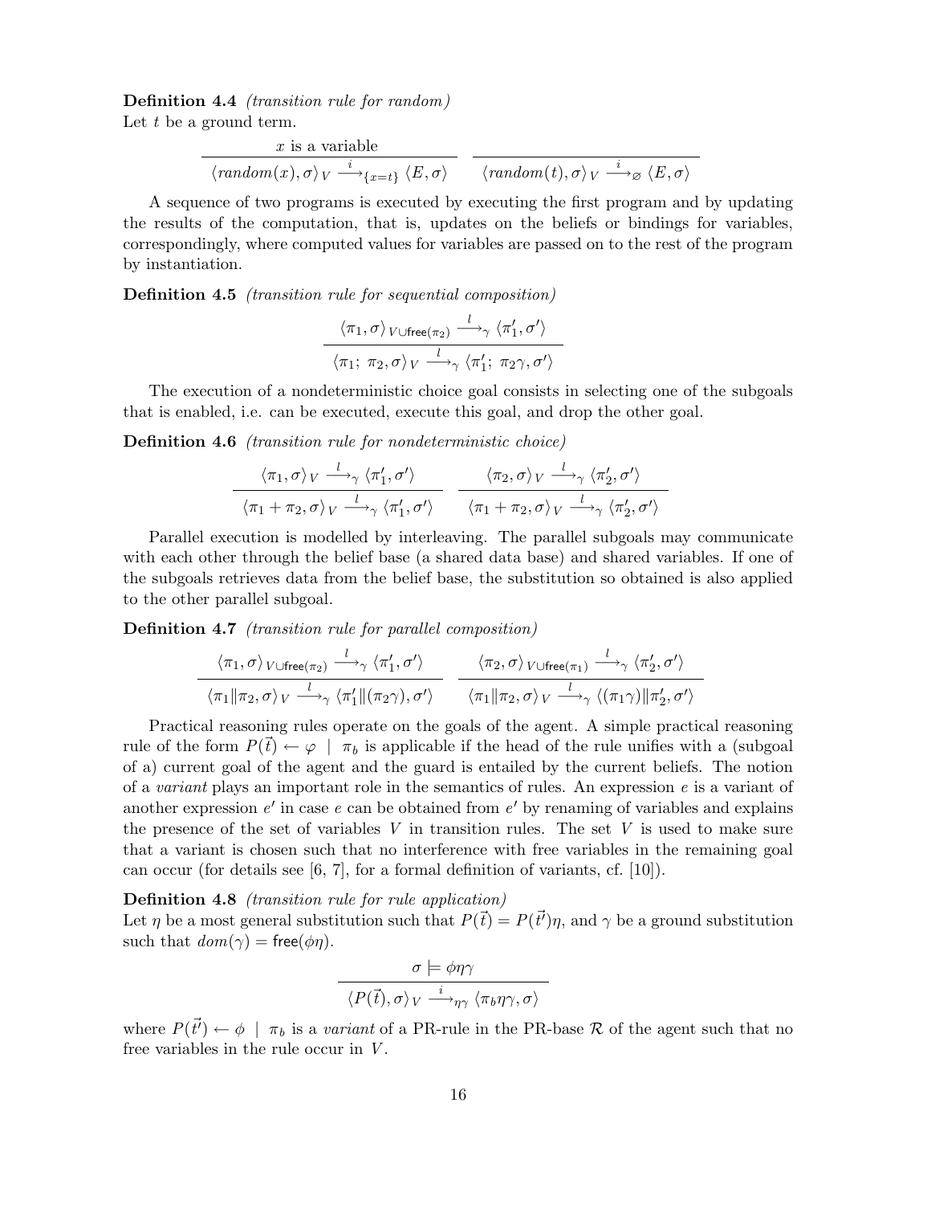**Definition 4.4** *(transition rule for random)*
Let $t$ be a ground term.

$$\frac{x \text{ is a variable}}{\langle random(x), \sigma\rangle_V \xrightarrow{i}_{\{x=t\}} \langle E, \sigma\rangle} \qquad \frac{}{\langle random(t), \sigma\rangle_V \xrightarrow{i}_{\varnothing} \langle E, \sigma\rangle}$$

A sequence of two programs is executed by executing the first program and by updating the results of the computation, that is, updates on the beliefs or bindings for variables, correspondingly, where computed values for variables are passed on to the rest of the program by instantiation.

**Definition 4.5** *(transition rule for sequential composition)*

$$\frac{\langle \pi_1, \sigma\rangle_{V \cup \mathsf{free}(\pi_2)} \xrightarrow{l}_{\gamma} \langle \pi_1', \sigma'\rangle}{\langle \pi_1;\ \pi_2, \sigma\rangle_V \xrightarrow{l}_{\gamma} \langle \pi_1';\ \pi_2\gamma, \sigma'\rangle}$$

The execution of a nondeterministic choice goal consists in selecting one of the subgoals that is enabled, i.e. can be executed, execute this goal, and drop the other goal.

**Definition 4.6** *(transition rule for nondeterministic choice)*

$$\frac{\langle \pi_1, \sigma\rangle_V \xrightarrow{l}_{\gamma} \langle \pi_1', \sigma'\rangle}{\langle \pi_1 + \pi_2, \sigma\rangle_V \xrightarrow{l}_{\gamma} \langle \pi_1', \sigma'\rangle} \qquad \frac{\langle \pi_2, \sigma\rangle_V \xrightarrow{l}_{\gamma} \langle \pi_2', \sigma'\rangle}{\langle \pi_1 + \pi_2, \sigma\rangle_V \xrightarrow{l}_{\gamma} \langle \pi_2', \sigma'\rangle}$$

Parallel execution is modelled by interleaving. The parallel subgoals may communicate with each other through the belief base (a shared data base) and shared variables. If one of the subgoals retrieves data from the belief base, the substitution so obtained is also applied to the other parallel subgoal.

**Definition 4.7** *(transition rule for parallel composition)*

$$\frac{\langle \pi_1, \sigma\rangle_{V \cup \mathsf{free}(\pi_2)} \xrightarrow{l}_{\gamma} \langle \pi_1', \sigma'\rangle}{\langle \pi_1 \| \pi_2, \sigma\rangle_V \xrightarrow{l}_{\gamma} \langle \pi_1' \| (\pi_2\gamma), \sigma'\rangle} \qquad \frac{\langle \pi_2, \sigma\rangle_{V \cup \mathsf{free}(\pi_1)} \xrightarrow{l}_{\gamma} \langle \pi_2', \sigma'\rangle}{\langle \pi_1 \| \pi_2, \sigma\rangle_V \xrightarrow{l}_{\gamma} \langle (\pi_1\gamma) \| \pi_2', \sigma'\rangle}$$

Practical reasoning rules operate on the goals of the agent. A simple practical reasoning rule of the form $P(\vec{t}) \leftarrow \varphi \mid \pi_b$ is applicable if the head of the rule unifies with a (subgoal of a) current goal of the agent and the guard is entailed by the current beliefs. The notion of a *variant* plays an important role in the semantics of rules. An expression $e$ is a variant of another expression $e'$ in case $e$ can be obtained from $e'$ by renaming of variables and explains the presence of the set of variables $V$ in transition rules. The set $V$ is used to make sure that a variant is chosen such that no interference with free variables in the remaining goal can occur (for details see [6, 7], for a formal definition of variants, cf. [10]).

**Definition 4.8** *(transition rule for rule application)*
Let $\eta$ be a most general substitution such that $P(\vec{t}) = P(\vec{t'})\eta$, and $\gamma$ be a ground substitution such that $dom(\gamma) = \mathsf{free}(\phi\eta)$.

$$\frac{\sigma \models \phi\eta\gamma}{\langle P(\vec{t}), \sigma\rangle_V \xrightarrow{i}_{\eta\gamma} \langle \pi_b\eta\gamma, \sigma\rangle}$$

where $P(\vec{t'}) \leftarrow \phi \mid \pi_b$ is a *variant* of a PR-rule in the PR-base $\mathcal{R}$ of the agent such that no free variables in the rule occur in $V$.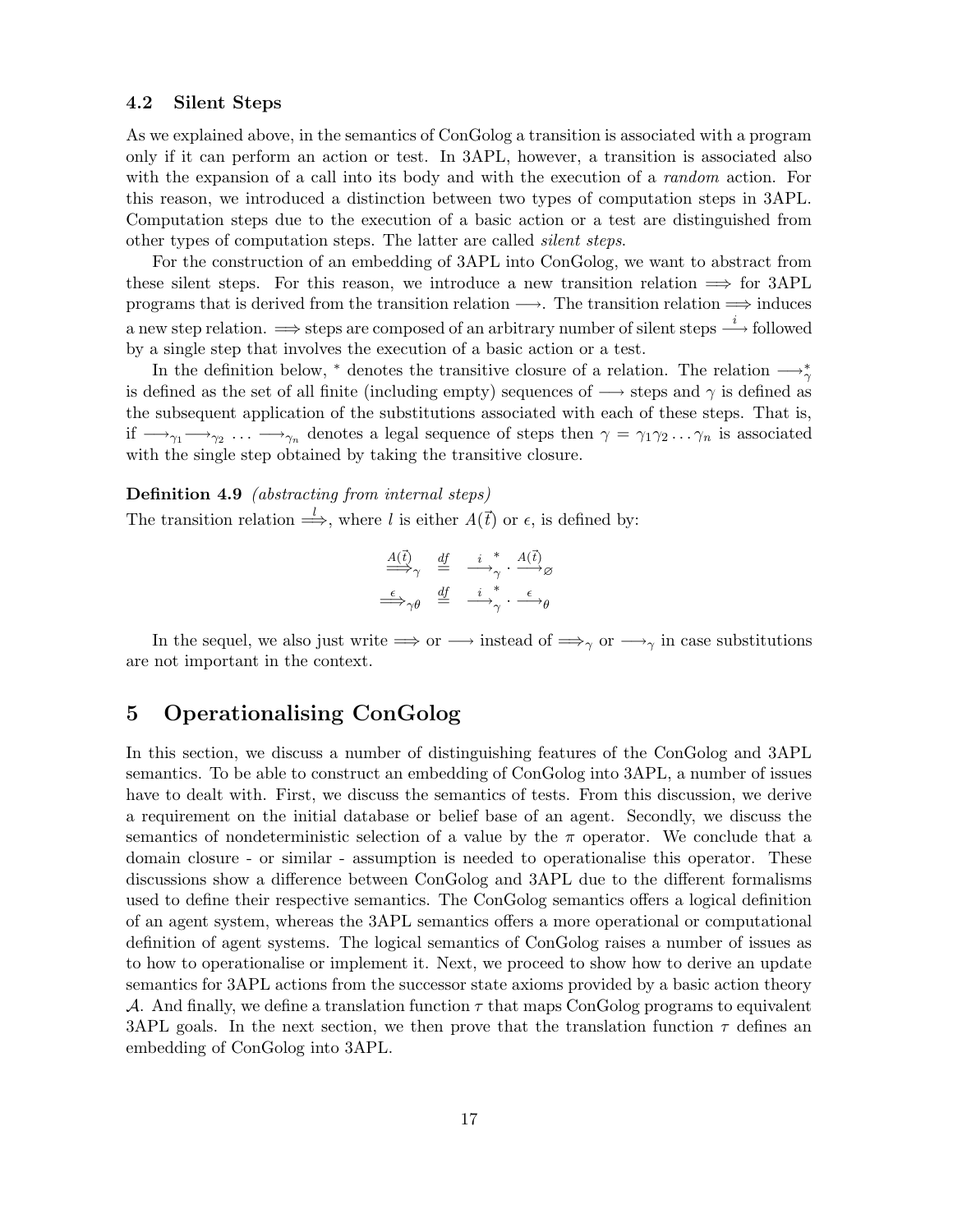### 4.2 Silent Steps

As we explained above, in the semantics of ConGolog a transition is associated with a program only if it can perform an action or test. In 3APL, however, a transition is associated also with the expansion of a call into its body and with the execution of a *random* action. For this reason, we introduced a distinction between two types of computation steps in 3APL. Computation steps due to the execution of a basic action or a test are distinguished from other types of computation steps. The latter are called *silent steps*.

For the construction of an embedding of 3APL into ConGolog, we want to abstract from these silent steps. For this reason, we introduce a new transition relation $\Longrightarrow$ for 3APL programs that is derived from the transition relation $\longrightarrow$. The transition relation $\Longrightarrow$ induces a new step relation. $\Longrightarrow$ steps are composed of an arbitrary number of silent steps $\stackrel{i}{\longrightarrow}$ followed by a single step that involves the execution of a basic action or a test.

In the definition below, $^*$ denotes the transitive closure of a relation. The relation $\longrightarrow_\gamma^*$ is defined as the set of all finite (including empty) sequences of $\longrightarrow$ steps and $\gamma$ is defined as the subsequent application of the substitutions associated with each of these steps. That is, if $\longrightarrow_{\gamma_1}\longrightarrow_{\gamma_2} \ldots \longrightarrow_{\gamma_n}$ denotes a legal sequence of steps then $\gamma = \gamma_1\gamma_2\ldots\gamma_n$ is associated with the single step obtained by taking the transitive closure.

**Definition 4.9** *(abstracting from internal steps)*
The transition relation $\stackrel{l}{\Longrightarrow}$, where $l$ is either $A(\vec{t})$ or $\epsilon$, is defined by:

$$\stackrel{A(\vec{t})}{\Longrightarrow}_\gamma \stackrel{df}{=} \stackrel{i}{\longrightarrow}_\gamma^* \cdot \stackrel{A(\vec{t})}{\longrightarrow}_\varnothing$$

$$\stackrel{\epsilon}{\Longrightarrow}_{\gamma\theta} \stackrel{df}{=} \stackrel{i}{\longrightarrow}_\gamma^* \cdot \stackrel{\epsilon}{\longrightarrow}_\theta$$

In the sequel, we also just write $\Longrightarrow$ or $\longrightarrow$ instead of $\Longrightarrow_\gamma$ or $\longrightarrow_\gamma$ in case substitutions are not important in the context.

## 5 Operationalising ConGolog

In this section, we discuss a number of distinguishing features of the ConGolog and 3APL semantics. To be able to construct an embedding of ConGolog into 3APL, a number of issues have to dealt with. First, we discuss the semantics of tests. From this discussion, we derive a requirement on the initial database or belief base of an agent. Secondly, we discuss the semantics of nondeterministic selection of a value by the $\pi$ operator. We conclude that a domain closure - or similar - assumption is needed to operationalise this operator. These discussions show a difference between ConGolog and 3APL due to the different formalisms used to define their respective semantics. The ConGolog semantics offers a logical definition of an agent system, whereas the 3APL semantics offers a more operational or computational definition of agent systems. The logical semantics of ConGolog raises a number of issues as to how to operationalise or implement it. Next, we proceed to show how to derive an update semantics for 3APL actions from the successor state axioms provided by a basic action theory $\mathcal{A}$. And finally, we define a translation function $\tau$ that maps ConGolog programs to equivalent 3APL goals. In the next section, we then prove that the translation function $\tau$ defines an embedding of ConGolog into 3APL.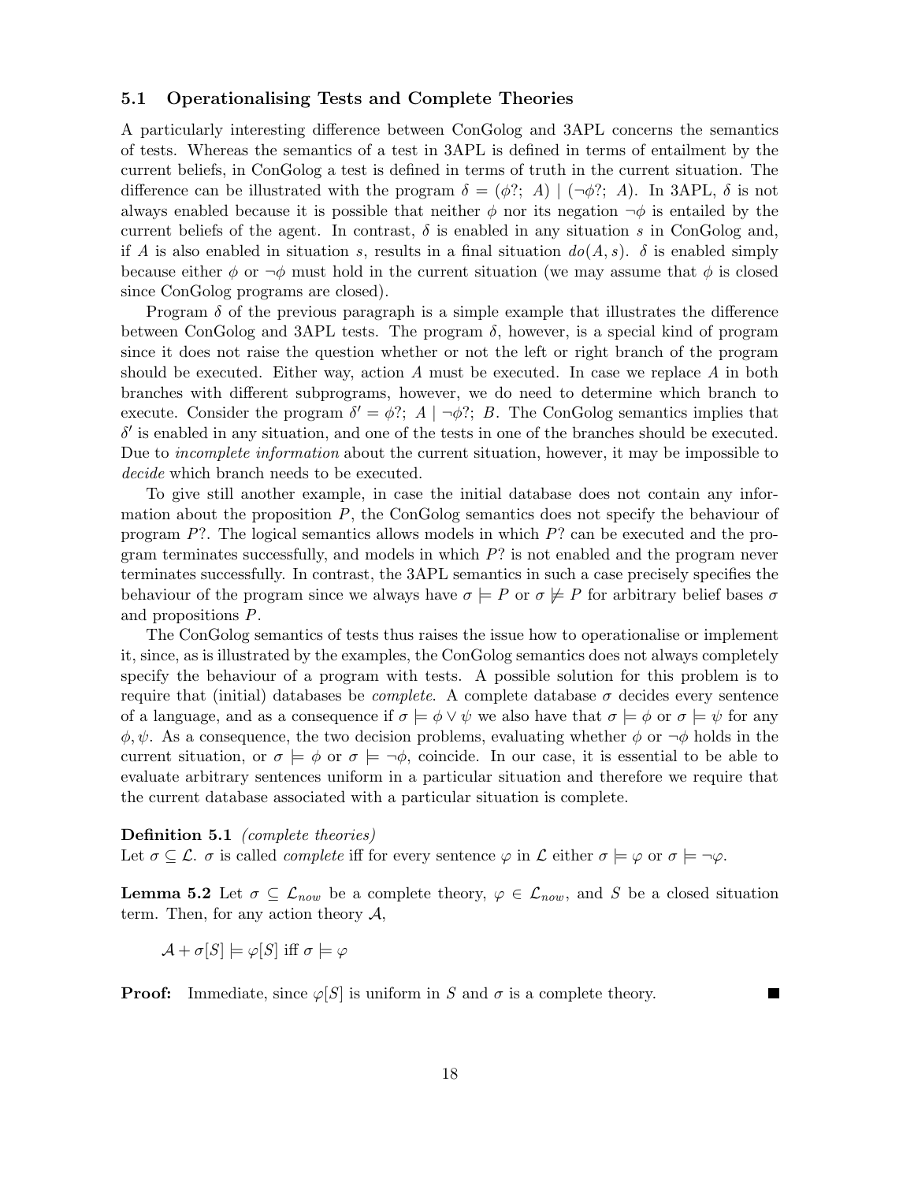### 5.1 Operationalising Tests and Complete Theories

A particularly interesting difference between ConGolog and 3APL concerns the semantics of tests. Whereas the semantics of a test in 3APL is defined in terms of entailment by the current beliefs, in ConGolog a test is defined in terms of truth in the current situation. The difference can be illustrated with the program $\delta = (\phi?;\ A) \mid (\neg\phi?;\ A)$. In 3APL, $\delta$ is not always enabled because it is possible that neither $\phi$ nor its negation $\neg\phi$ is entailed by the current beliefs of the agent. In contrast, $\delta$ is enabled in any situation $s$ in ConGolog and, if $A$ is also enabled in situation $s$, results in a final situation $do(A, s)$. $\delta$ is enabled simply because either $\phi$ or $\neg\phi$ must hold in the current situation (we may assume that $\phi$ is closed since ConGolog programs are closed).

Program $\delta$ of the previous paragraph is a simple example that illustrates the difference between ConGolog and 3APL tests. The program $\delta$, however, is a special kind of program since it does not raise the question whether or not the left or right branch of the program should be executed. Either way, action $A$ must be executed. In case we replace $A$ in both branches with different subprograms, however, we do need to determine which branch to execute. Consider the program $\delta' = \phi?;\ A \mid \neg\phi?;\ B$. The ConGolog semantics implies that $\delta'$ is enabled in any situation, and one of the tests in one of the branches should be executed. Due to *incomplete information* about the current situation, however, it may be impossible to *decide* which branch needs to be executed.

To give still another example, in case the initial database does not contain any information about the proposition $P$, the ConGolog semantics does not specify the behaviour of program $P?$. The logical semantics allows models in which $P?$ can be executed and the program terminates successfully, and models in which $P?$ is not enabled and the program never terminates successfully. In contrast, the 3APL semantics in such a case precisely specifies the behaviour of the program since we always have $\sigma \models P$ or $\sigma \not\models P$ for arbitrary belief bases $\sigma$ and propositions $P$.

The ConGolog semantics of tests thus raises the issue how to operationalise or implement it, since, as is illustrated by the examples, the ConGolog semantics does not always completely specify the behaviour of a program with tests. A possible solution for this problem is to require that (initial) databases be *complete*. A complete database $\sigma$ decides every sentence of a language, and as a consequence if $\sigma \models \phi \vee \psi$ we also have that $\sigma \models \phi$ or $\sigma \models \psi$ for any $\phi, \psi$. As a consequence, the two decision problems, evaluating whether $\phi$ or $\neg\phi$ holds in the current situation, or $\sigma \models \phi$ or $\sigma \models \neg\phi$, coincide. In our case, it is essential to be able to evaluate arbitrary sentences uniform in a particular situation and therefore we require that the current database associated with a particular situation is complete.

**Definition 5.1** *(complete theories)*
Let $\sigma \subseteq \mathcal{L}$. $\sigma$ is called *complete* iff for every sentence $\varphi$ in $\mathcal{L}$ either $\sigma \models \varphi$ or $\sigma \models \neg\varphi$.

**Lemma 5.2** Let $\sigma \subseteq \mathcal{L}_{now}$ be a complete theory, $\varphi \in \mathcal{L}_{now}$, and $S$ be a closed situation term. Then, for any action theory $\mathcal{A}$,

$$\mathcal{A} + \sigma[S] \models \varphi[S] \text{ iff } \sigma \models \varphi$$

**Proof:** Immediate, since $\varphi[S]$ is uniform in $S$ and $\sigma$ is a complete theory. ∎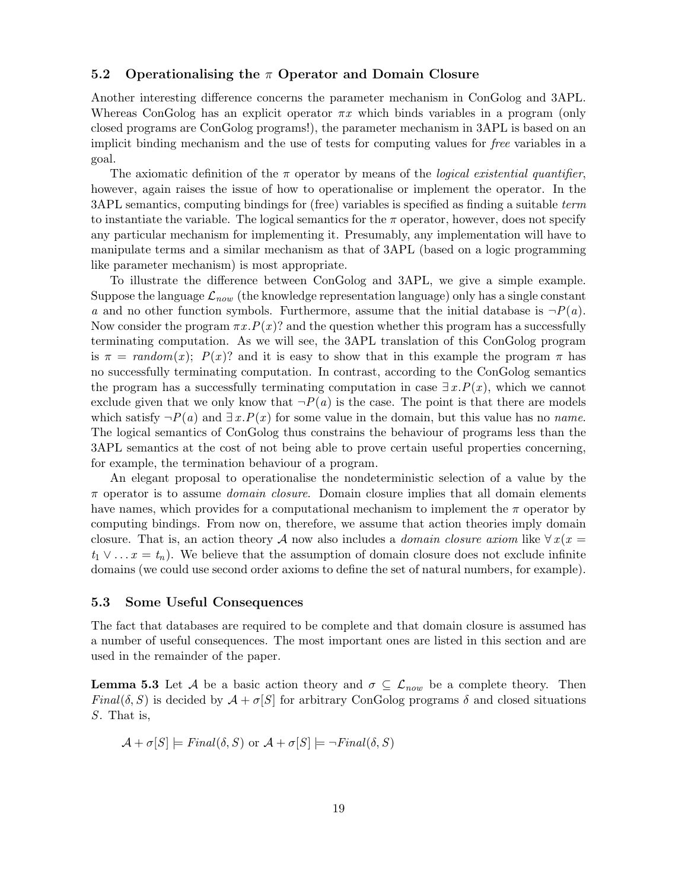### 5.2 Operationalising the $\pi$ Operator and Domain Closure

Another interesting difference concerns the parameter mechanism in ConGolog and 3APL. Whereas ConGolog has an explicit operator $\pi x$ which binds variables in a program (only closed programs are ConGolog programs!), the parameter mechanism in 3APL is based on an implicit binding mechanism and the use of tests for computing values for *free* variables in a goal.

The axiomatic definition of the $\pi$ operator by means of the *logical existential quantifier*, however, again raises the issue of how to operationalise or implement the operator. In the 3APL semantics, computing bindings for (free) variables is specified as finding a suitable *term* to instantiate the variable. The logical semantics for the $\pi$ operator, however, does not specify any particular mechanism for implementing it. Presumably, any implementation will have to manipulate terms and a similar mechanism as that of 3APL (based on a logic programming like parameter mechanism) is most appropriate.

To illustrate the difference between ConGolog and 3APL, we give a simple example. Suppose the language $\mathcal{L}_{now}$ (the knowledge representation language) only has a single constant $a$ and no other function symbols. Furthermore, assume that the initial database is $\neg P(a)$. Now consider the program $\pi x.P(x)?$ and the question whether this program has a successfully terminating computation. As we will see, the 3APL translation of this ConGolog program is $\pi = \mathit{random}(x);\ P(x)?$ and it is easy to show that in this example the program $\pi$ has no successfully terminating computation. In contrast, according to the ConGolog semantics the program has a successfully terminating computation in case $\exists\, x.P(x)$, which we cannot exclude given that we only know that $\neg P(a)$ is the case. The point is that there are models which satisfy $\neg P(a)$ and $\exists\, x.P(x)$ for some value in the domain, but this value has no *name*. The logical semantics of ConGolog thus constrains the behaviour of programs less than the 3APL semantics at the cost of not being able to prove certain useful properties concerning, for example, the termination behaviour of a program.

An elegant proposal to operationalise the nondeterministic selection of a value by the $\pi$ operator is to assume *domain closure*. Domain closure implies that all domain elements have names, which provides for a computational mechanism to implement the $\pi$ operator by computing bindings. From now on, therefore, we assume that action theories imply domain closure. That is, an action theory $\mathcal{A}$ now also includes a *domain closure axiom* like $\forall\, x(x = t_1 \vee \ldots x = t_n)$. We believe that the assumption of domain closure does not exclude infinite domains (we could use second order axioms to define the set of natural numbers, for example).

### 5.3 Some Useful Consequences

The fact that databases are required to be complete and that domain closure is assumed has a number of useful consequences. The most important ones are listed in this section and are used in the remainder of the paper.

**Lemma 5.3** Let $\mathcal{A}$ be a basic action theory and $\sigma \subseteq \mathcal{L}_{now}$ be a complete theory. Then $\mathit{Final}(\delta, S)$ is decided by $\mathcal{A} + \sigma[S]$ for arbitrary ConGolog programs $\delta$ and closed situations $S$. That is,

$$\mathcal{A} + \sigma[S] \models \mathit{Final}(\delta, S) \text{ or } \mathcal{A} + \sigma[S] \models \neg \mathit{Final}(\delta, S)$$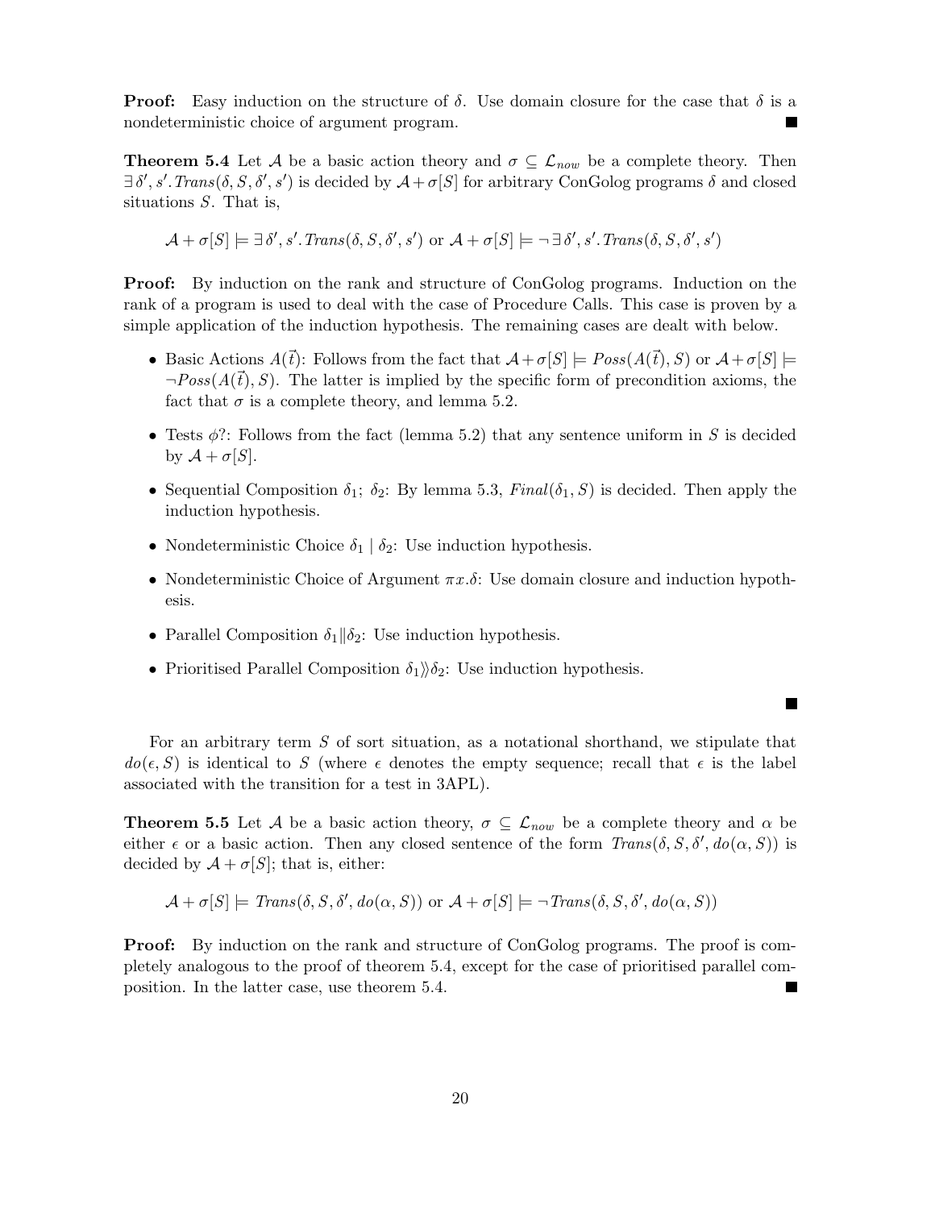**Proof:** Easy induction on the structure of $\delta$. Use domain closure for the case that $\delta$ is a nondeterministic choice of argument program. ■

**Theorem 5.4** Let $\mathcal{A}$ be a basic action theory and $\sigma \subseteq \mathcal{L}_{now}$ be a complete theory. Then $\exists\, \delta', s'. Trans(\delta, S, \delta', s')$ is decided by $\mathcal{A} + \sigma[S]$ for arbitrary ConGolog programs $\delta$ and closed situations $S$. That is,

$$\mathcal{A} + \sigma[S] \models \exists\, \delta', s'. Trans(\delta, S, \delta', s') \text{ or } \mathcal{A} + \sigma[S] \models \neg \exists\, \delta', s'. Trans(\delta, S, \delta', s')$$

**Proof:** By induction on the rank and structure of ConGolog programs. Induction on the rank of a program is used to deal with the case of Procedure Calls. This case is proven by a simple application of the induction hypothesis. The remaining cases are dealt with below.

- Basic Actions $A(\vec{t})$: Follows from the fact that $\mathcal{A} + \sigma[S] \models Poss(A(\vec{t}), S)$ or $\mathcal{A} + \sigma[S] \models \neg Poss(A(\vec{t}), S)$. The latter is implied by the specific form of precondition axioms, the fact that $\sigma$ is a complete theory, and lemma 5.2.
- Tests $\phi?$: Follows from the fact (lemma 5.2) that any sentence uniform in $S$ is decided by $\mathcal{A} + \sigma[S]$.
- Sequential Composition $\delta_1;\ \delta_2$: By lemma 5.3, $Final(\delta_1, S)$ is decided. Then apply the induction hypothesis.
- Nondeterministic Choice $\delta_1 \mid \delta_2$: Use induction hypothesis.
- Nondeterministic Choice of Argument $\pi x.\delta$: Use domain closure and induction hypothesis.
- Parallel Composition $\delta_1 \| \delta_2$: Use induction hypothesis.
- Prioritised Parallel Composition $\delta_1 \rangle\!\rangle \delta_2$: Use induction hypothesis.

■

For an arbitrary term $S$ of sort situation, as a notational shorthand, we stipulate that $do(\epsilon, S)$ is identical to $S$ (where $\epsilon$ denotes the empty sequence; recall that $\epsilon$ is the label associated with the transition for a test in 3APL).

**Theorem 5.5** Let $\mathcal{A}$ be a basic action theory, $\sigma \subseteq \mathcal{L}_{now}$ be a complete theory and $\alpha$ be either $\epsilon$ or a basic action. Then any closed sentence of the form $Trans(\delta, S, \delta', do(\alpha, S))$ is decided by $\mathcal{A} + \sigma[S]$; that is, either:

$$\mathcal{A} + \sigma[S] \models Trans(\delta, S, \delta', do(\alpha, S)) \text{ or } \mathcal{A} + \sigma[S] \models \neg Trans(\delta, S, \delta', do(\alpha, S))$$

**Proof:** By induction on the rank and structure of ConGolog programs. The proof is completely analogous to the proof of theorem 5.4, except for the case of prioritised parallel composition. In the latter case, use theorem 5.4. ■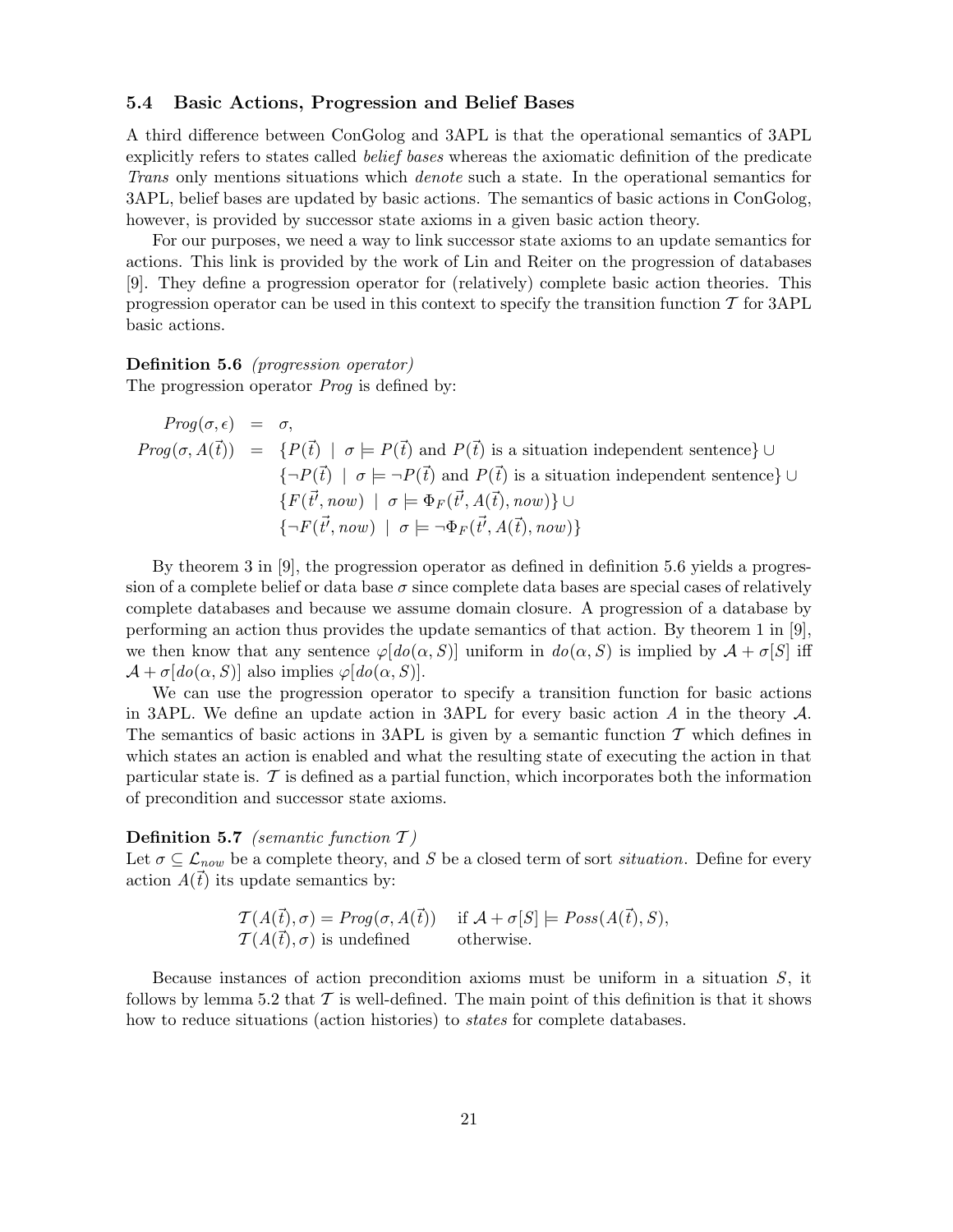### 5.4 Basic Actions, Progression and Belief Bases

A third difference between ConGolog and 3APL is that the operational semantics of 3APL explicitly refers to states called *belief bases* whereas the axiomatic definition of the predicate *Trans* only mentions situations which *denote* such a state. In the operational semantics for 3APL, belief bases are updated by basic actions. The semantics of basic actions in ConGolog, however, is provided by successor state axioms in a given basic action theory.

For our purposes, we need a way to link successor state axioms to an update semantics for actions. This link is provided by the work of Lin and Reiter on the progression of databases [9]. They define a progression operator for (relatively) complete basic action theories. This progression operator can be used in this context to specify the transition function $\mathcal{T}$ for 3APL basic actions.

**Definition 5.6** *(progression operator)*
The progression operator *Prog* is defined by:

$$
\begin{array}{rcl}
Prog(\sigma, \epsilon) & = & \sigma, \\
Prog(\sigma, A(\vec{t})) & = & \{P(\vec{t}) \mid \sigma \models P(\vec{t}) \text{ and } P(\vec{t}) \text{ is a situation independent sentence}\} \cup \\
& & \{\neg P(\vec{t}) \mid \sigma \models \neg P(\vec{t}) \text{ and } P(\vec{t}) \text{ is a situation independent sentence}\} \cup \\
& & \{F(\vec{t'}, now) \mid \sigma \models \Phi_F(\vec{t'}, A(\vec{t}), now)\} \cup \\
& & \{\neg F(\vec{t'}, now) \mid \sigma \models \neg \Phi_F(\vec{t'}, A(\vec{t}), now)\}
\end{array}
$$

By theorem 3 in [9], the progression operator as defined in definition 5.6 yields a progression of a complete belief or data base $\sigma$ since complete data bases are special cases of relatively complete databases and because we assume domain closure. A progression of a database by performing an action thus provides the update semantics of that action. By theorem 1 in [9], we then know that any sentence $\varphi[do(\alpha, S)]$ uniform in $do(\alpha, S)$ is implied by $\mathcal{A} + \sigma[S]$ iff $\mathcal{A} + \sigma[do(\alpha, S)]$ also implies $\varphi[do(\alpha, S)]$.

We can use the progression operator to specify a transition function for basic actions in 3APL. We define an update action in 3APL for every basic action $A$ in the theory $\mathcal{A}$. The semantics of basic actions in 3APL is given by a semantic function $\mathcal{T}$ which defines in which states an action is enabled and what the resulting state of executing the action in that particular state is. $\mathcal{T}$ is defined as a partial function, which incorporates both the information of precondition and successor state axioms.

**Definition 5.7** *(semantic function $\mathcal{T}$)*
Let $\sigma \subseteq \mathcal{L}_{now}$ be a complete theory, and $S$ be a closed term of sort *situation*. Define for every action $A(\vec{t})$ its update semantics by:

$$
\begin{array}{ll}
\mathcal{T}(A(\vec{t}), \sigma) = Prog(\sigma, A(\vec{t})) & \text{if } \mathcal{A} + \sigma[S] \models Poss(A(\vec{t}), S), \\
\mathcal{T}(A(\vec{t}), \sigma) \text{ is undefined} & \text{otherwise.}
\end{array}
$$

Because instances of action precondition axioms must be uniform in a situation $S$, it follows by lemma 5.2 that $\mathcal{T}$ is well-defined. The main point of this definition is that it shows how to reduce situations (action histories) to *states* for complete databases.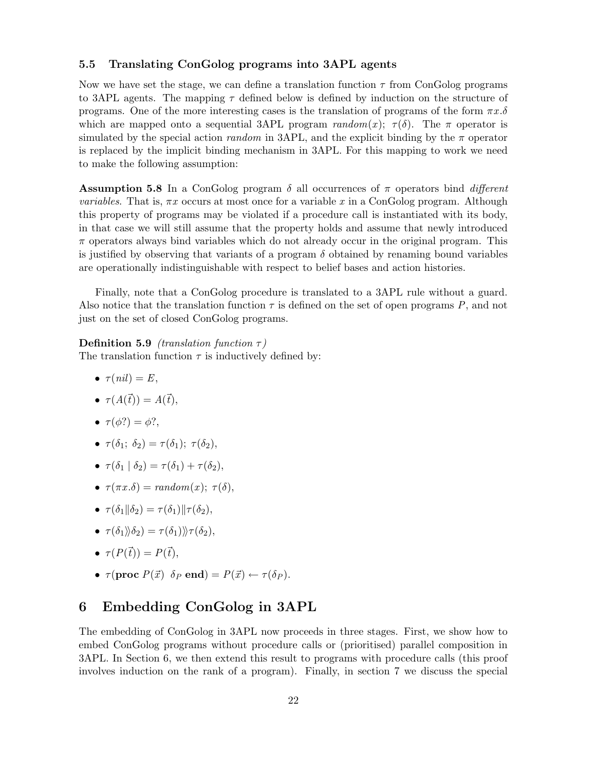### 5.5 Translating ConGolog programs into 3APL agents

Now we have set the stage, we can define a translation function $\tau$ from ConGolog programs to 3APL agents. The mapping $\tau$ defined below is defined by induction on the structure of programs. One of the more interesting cases is the translation of programs of the form $\pi x.\delta$ which are mapped onto a sequential 3APL program $random(x);\ \tau(\delta)$. The $\pi$ operator is simulated by the special action *random* in 3APL, and the explicit binding by the $\pi$ operator is replaced by the implicit binding mechanism in 3APL. For this mapping to work we need to make the following assumption:

**Assumption 5.8** In a ConGolog program $\delta$ all occurrences of $\pi$ operators bind *different variables*. That is, $\pi x$ occurs at most once for a variable $x$ in a ConGolog program. Although this property of programs may be violated if a procedure call is instantiated with its body, in that case we will still assume that the property holds and assume that newly introduced $\pi$ operators always bind variables which do not already occur in the original program. This is justified by observing that variants of a program $\delta$ obtained by renaming bound variables are operationally indistinguishable with respect to belief bases and action histories.

Finally, note that a ConGolog procedure is translated to a 3APL rule without a guard. Also notice that the translation function $\tau$ is defined on the set of open programs $P$, and not just on the set of closed ConGolog programs.

**Definition 5.9** *(translation function $\tau$)*
The translation function $\tau$ is inductively defined by:

- $\tau(nil) = E$,
- $\tau(A(\vec{t})) = A(\vec{t})$,
- $\tau(\phi?) = \phi?$,
- $\tau(\delta_1;\ \delta_2) = \tau(\delta_1);\ \tau(\delta_2)$,
- $\tau(\delta_1 \mid \delta_2) = \tau(\delta_1) + \tau(\delta_2)$,
- $\tau(\pi x.\delta) = random(x);\ \tau(\delta)$,
- $\tau(\delta_1 \| \delta_2) = \tau(\delta_1) \| \tau(\delta_2)$,
- $\tau(\delta_1 \rangle\!\rangle \delta_2) = \tau(\delta_1) \rangle\!\rangle \tau(\delta_2)$,
- $\tau(P(\vec{t})) = P(\vec{t})$,
- $\tau(\textbf{proc}\ P(\vec{x})\ \ \delta_P\ \textbf{end}) = P(\vec{x}) \leftarrow \tau(\delta_P)$.

## 6 Embedding ConGolog in 3APL

The embedding of ConGolog in 3APL now proceeds in three stages. First, we show how to embed ConGolog programs without procedure calls or (prioritised) parallel composition in 3APL. In Section 6, we then extend this result to programs with procedure calls (this proof involves induction on the rank of a program). Finally, in section 7 we discuss the special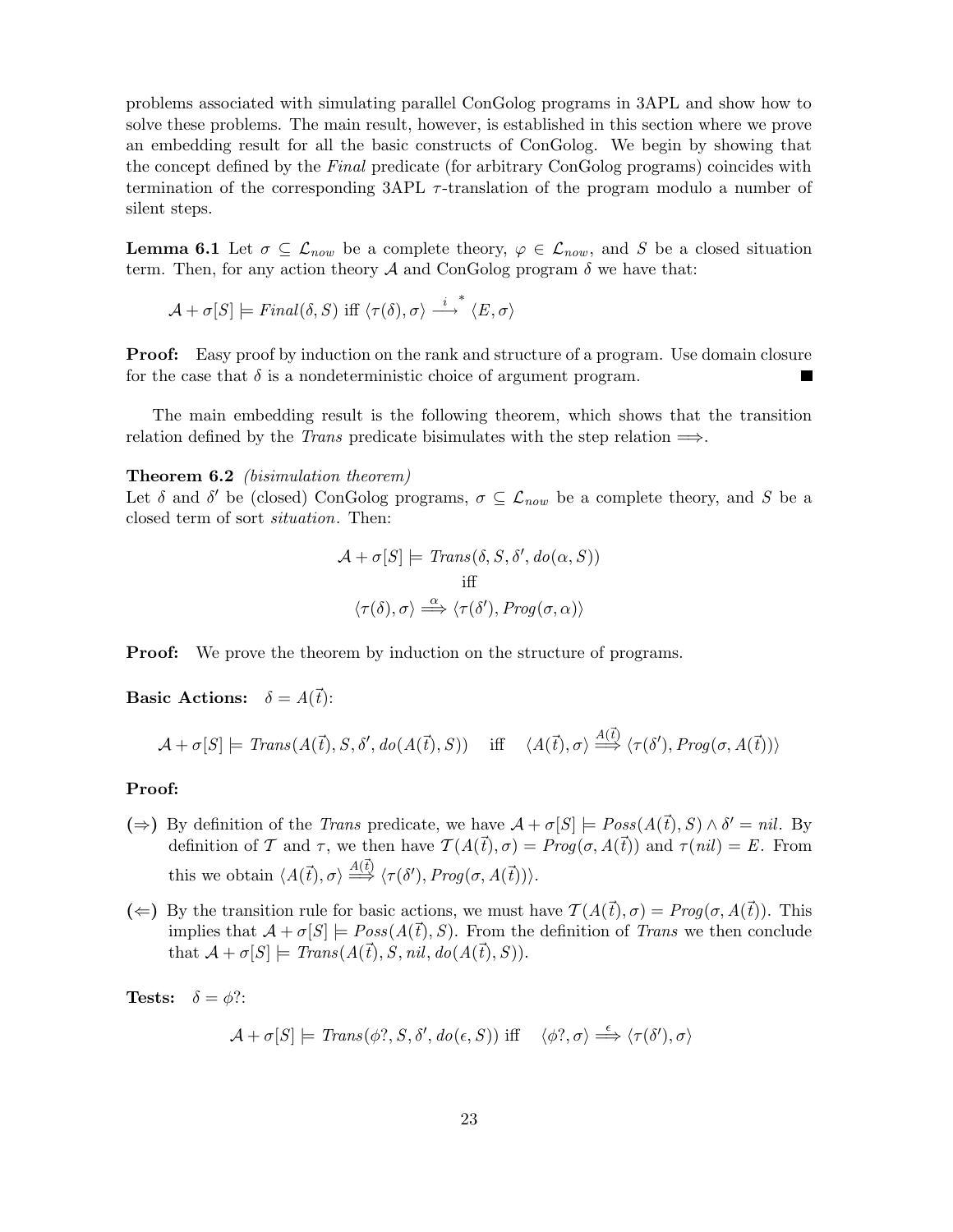problems associated with simulating parallel ConGolog programs in 3APL and show how to solve these problems. The main result, however, is established in this section where we prove an embedding result for all the basic constructs of ConGolog. We begin by showing that the concept defined by the *Final* predicate (for arbitrary ConGolog programs) coincides with termination of the corresponding 3APL $\tau$-translation of the program modulo a number of silent steps.

**Lemma 6.1** Let $\sigma \subseteq \mathcal{L}_{now}$ be a complete theory, $\varphi \in \mathcal{L}_{now}$, and $S$ be a closed situation term. Then, for any action theory $\mathcal{A}$ and ConGolog program $\delta$ we have that:

$$\mathcal{A} + \sigma[S] \models \mathit{Final}(\delta, S) \text{ iff } \langle \tau(\delta), \sigma \rangle \stackrel{i}{\longrightarrow}^{*} \langle E, \sigma \rangle$$

**Proof:** Easy proof by induction on the rank and structure of a program. Use domain closure for the case that $\delta$ is a nondeterministic choice of argument program. ■

The main embedding result is the following theorem, which shows that the transition relation defined by the *Trans* predicate bisimulates with the step relation $\Longrightarrow$.

**Theorem 6.2** *(bisimulation theorem)*
Let $\delta$ and $\delta'$ be (closed) ConGolog programs, $\sigma \subseteq \mathcal{L}_{now}$ be a complete theory, and $S$ be a closed term of sort *situation*. Then:

$$\mathcal{A} + \sigma[S] \models \mathit{Trans}(\delta, S, \delta', do(\alpha, S))$$
$$\text{iff}$$
$$\langle \tau(\delta), \sigma \rangle \stackrel{\alpha}{\Longrightarrow} \langle \tau(\delta'), \mathit{Prog}(\sigma, \alpha) \rangle$$

**Proof:** We prove the theorem by induction on the structure of programs.

**Basic Actions:** $\delta = A(\vec{t})$:

$$\mathcal{A} + \sigma[S] \models \mathit{Trans}(A(\vec{t}), S, \delta', do(A(\vec{t}), S)) \quad \text{iff} \quad \langle A(\vec{t}), \sigma \rangle \stackrel{A(\vec{t})}{\Longrightarrow} \langle \tau(\delta'), \mathit{Prog}(\sigma, A(\vec{t})) \rangle$$

**Proof:**

- **($\Rightarrow$)** By definition of the *Trans* predicate, we have $\mathcal{A} + \sigma[S] \models \mathit{Poss}(A(\vec{t}), S) \wedge \delta' = nil$. By definition of $\mathcal{T}$ and $\tau$, we then have $\mathcal{T}(A(\vec{t}), \sigma) = \mathit{Prog}(\sigma, A(\vec{t}))$ and $\tau(nil) = E$. From this we obtain $\langle A(\vec{t}), \sigma \rangle \stackrel{A(\vec{t})}{\Longrightarrow} \langle \tau(\delta'), \mathit{Prog}(\sigma, A(\vec{t})) \rangle$.
- **($\Leftarrow$)** By the transition rule for basic actions, we must have $\mathcal{T}(A(\vec{t}), \sigma) = \mathit{Prog}(\sigma, A(\vec{t}))$. This implies that $\mathcal{A} + \sigma[S] \models \mathit{Poss}(A(\vec{t}), S)$. From the definition of *Trans* we then conclude that $\mathcal{A} + \sigma[S] \models \mathit{Trans}(A(\vec{t}), S, nil, do(A(\vec{t}), S))$.

**Tests:** $\delta = \phi?$:

$$\mathcal{A} + \sigma[S] \models \mathit{Trans}(\phi?, S, \delta', do(\epsilon, S)) \text{ iff } \quad \langle \phi?, \sigma \rangle \stackrel{\epsilon}{\Longrightarrow} \langle \tau(\delta'), \sigma \rangle$$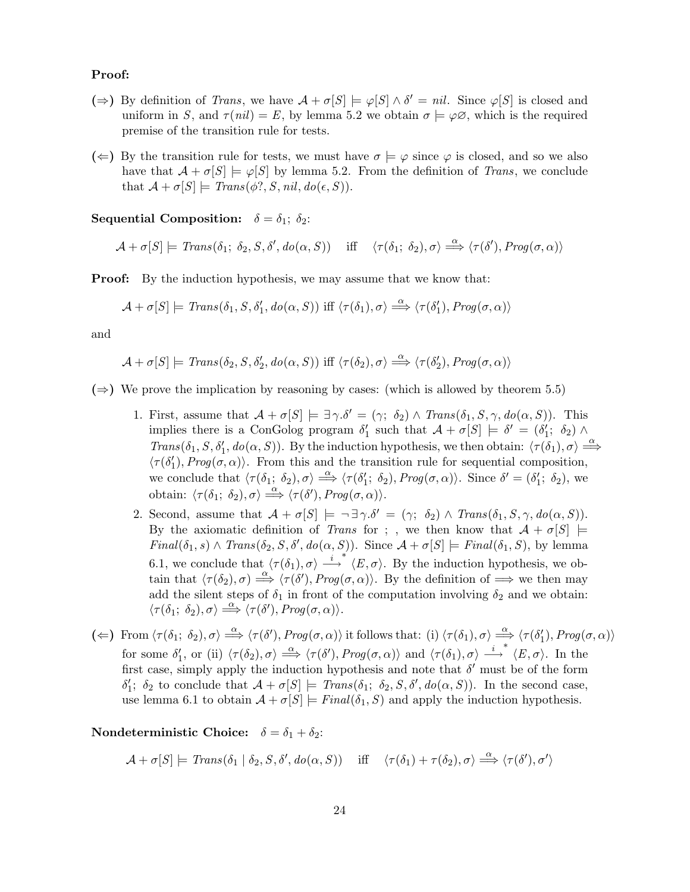**Proof:**

($\Rightarrow$) By definition of *Trans*, we have $\mathcal{A} + \sigma[S] \models \varphi[S] \wedge \delta' = nil$. Since $\varphi[S]$ is closed and uniform in $S$, and $\tau(nil) = E$, by lemma 5.2 we obtain $\sigma \models \varphi\varnothing$, which is the required premise of the transition rule for tests.

($\Leftarrow$) By the transition rule for tests, we must have $\sigma \models \varphi$ since $\varphi$ is closed, and so we also have that $\mathcal{A} + \sigma[S] \models \varphi[S]$ by lemma 5.2. From the definition of *Trans*, we conclude that $\mathcal{A} + \sigma[S] \models \mathit{Trans}(\phi?, S, nil, do(\epsilon, S))$.

**Sequential Composition:** $\delta = \delta_1;\ \delta_2$:

$$\mathcal{A} + \sigma[S] \models \mathit{Trans}(\delta_1;\ \delta_2, S, \delta', do(\alpha, S)) \quad \text{iff} \quad \langle \tau(\delta_1;\ \delta_2), \sigma\rangle \overset{\alpha}{\Longrightarrow} \langle \tau(\delta'), \mathit{Prog}(\sigma, \alpha)\rangle$$

**Proof:** By the induction hypothesis, we may assume that we know that:

$$\mathcal{A} + \sigma[S] \models \mathit{Trans}(\delta_1, S, \delta_1', do(\alpha, S)) \text{ iff } \langle \tau(\delta_1), \sigma\rangle \overset{\alpha}{\Longrightarrow} \langle \tau(\delta_1'), \mathit{Prog}(\sigma, \alpha)\rangle$$

and

$$\mathcal{A} + \sigma[S] \models \mathit{Trans}(\delta_2, S, \delta_2', do(\alpha, S)) \text{ iff } \langle \tau(\delta_2), \sigma\rangle \overset{\alpha}{\Longrightarrow} \langle \tau(\delta_2'), \mathit{Prog}(\sigma, \alpha)\rangle$$

($\Rightarrow$) We prove the implication by reasoning by cases: (which is allowed by theorem 5.5)

1. First, assume that $\mathcal{A} + \sigma[S] \models \exists \gamma. \delta' = (\gamma;\ \delta_2) \wedge \mathit{Trans}(\delta_1, S, \gamma, do(\alpha, S))$. This implies there is a ConGolog program $\delta_1'$ such that $\mathcal{A} + \sigma[S] \models \delta' = (\delta_1';\ \delta_2) \wedge \mathit{Trans}(\delta_1, S, \delta_1', do(\alpha, S))$. By the induction hypothesis, we then obtain: $\langle \tau(\delta_1), \sigma\rangle \overset{\alpha}{\Longrightarrow} \langle \tau(\delta_1'), \mathit{Prog}(\sigma, \alpha)\rangle$. From this and the transition rule for sequential composition, we conclude that $\langle \tau(\delta_1;\ \delta_2), \sigma\rangle \overset{\alpha}{\Longrightarrow} \langle \tau(\delta_1';\ \delta_2), \mathit{Prog}(\sigma, \alpha)\rangle$. Since $\delta' = (\delta_1';\ \delta_2)$, we obtain: $\langle \tau(\delta_1;\ \delta_2), \sigma\rangle \overset{\alpha}{\Longrightarrow} \langle \tau(\delta'), \mathit{Prog}(\sigma, \alpha)\rangle$.
2. Second, assume that $\mathcal{A} + \sigma[S] \models \neg \exists \gamma. \delta' = (\gamma;\ \delta_2) \wedge \mathit{Trans}(\delta_1, S, \gamma, do(\alpha, S))$. By the axiomatic definition of *Trans* for ; , we then know that $\mathcal{A} + \sigma[S] \models \mathit{Final}(\delta_1, s) \wedge \mathit{Trans}(\delta_2, S, \delta', do(\alpha, S))$. Since $\mathcal{A} + \sigma[S] \models \mathit{Final}(\delta_1, S)$, by lemma 6.1, we conclude that $\langle \tau(\delta_1), \sigma\rangle \overset{i}{\longrightarrow}^* \langle E, \sigma\rangle$. By the induction hypothesis, we obtain that $\langle \tau(\delta_2), \sigma\rangle \overset{\alpha}{\Longrightarrow} \langle \tau(\delta'), \mathit{Prog}(\sigma, \alpha)\rangle$. By the definition of $\Longrightarrow$ we then may add the silent steps of $\delta_1$ in front of the computation involving $\delta_2$ and we obtain: $\langle \tau(\delta_1;\ \delta_2), \sigma\rangle \overset{\alpha}{\Longrightarrow} \langle \tau(\delta'), \mathit{Prog}(\sigma, \alpha)\rangle$.

($\Leftarrow$) From $\langle \tau(\delta_1;\ \delta_2), \sigma\rangle \overset{\alpha}{\Longrightarrow} \langle \tau(\delta'), \mathit{Prog}(\sigma, \alpha)\rangle$ it follows that: (i) $\langle \tau(\delta_1), \sigma\rangle \overset{\alpha}{\Longrightarrow} \langle \tau(\delta_1'), \mathit{Prog}(\sigma, \alpha)\rangle$ for some $\delta_1'$, or (ii) $\langle \tau(\delta_2), \sigma\rangle \overset{\alpha}{\Longrightarrow} \langle \tau(\delta'), \mathit{Prog}(\sigma, \alpha)\rangle$ and $\langle \tau(\delta_1), \sigma\rangle \overset{i}{\longrightarrow}^* \langle E, \sigma\rangle$. In the first case, simply apply the induction hypothesis and note that $\delta'$ must be of the form $\delta_1';\ \delta_2$ to conclude that $\mathcal{A} + \sigma[S] \models \mathit{Trans}(\delta_1;\ \delta_2, S, \delta', do(\alpha, S))$. In the second case, use lemma 6.1 to obtain $\mathcal{A} + \sigma[S] \models \mathit{Final}(\delta_1, S)$ and apply the induction hypothesis.

**Nondeterministic Choice:** $\delta = \delta_1 + \delta_2$:

$$\mathcal{A} + \sigma[S] \models \mathit{Trans}(\delta_1 \mid \delta_2, S, \delta', do(\alpha, S)) \quad \text{iff} \quad \langle \tau(\delta_1) + \tau(\delta_2), \sigma\rangle \overset{\alpha}{\Longrightarrow} \langle \tau(\delta'), \sigma'\rangle$$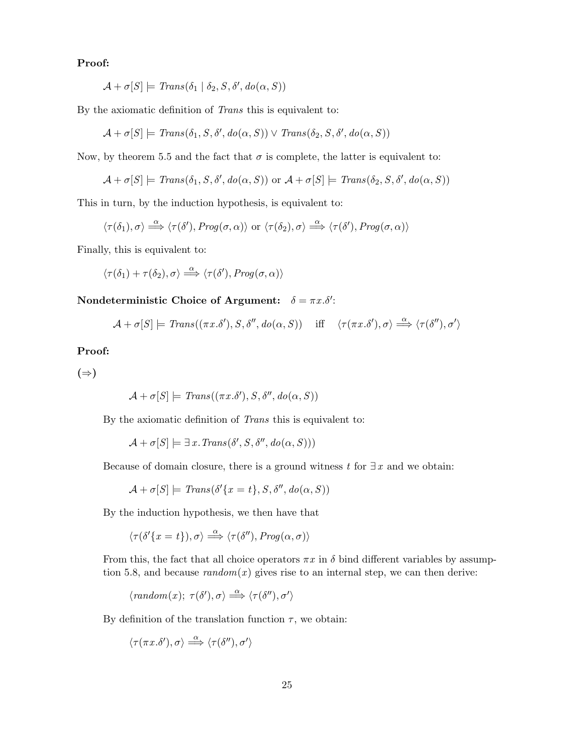**Proof:**

$$\mathcal{A} + \sigma[S] \models \mathit{Trans}(\delta_1 \mid \delta_2, S, \delta', do(\alpha, S))$$

By the axiomatic definition of *Trans* this is equivalent to:

$$\mathcal{A} + \sigma[S] \models \mathit{Trans}(\delta_1, S, \delta', do(\alpha, S)) \vee \mathit{Trans}(\delta_2, S, \delta', do(\alpha, S))$$

Now, by theorem 5.5 and the fact that $\sigma$ is complete, the latter is equivalent to:

$$\mathcal{A} + \sigma[S] \models \mathit{Trans}(\delta_1, S, \delta', do(\alpha, S)) \text{ or } \mathcal{A} + \sigma[S] \models \mathit{Trans}(\delta_2, S, \delta', do(\alpha, S))$$

This in turn, by the induction hypothesis, is equivalent to:

$$\langle \tau(\delta_1), \sigma \rangle \overset{\alpha}{\Longrightarrow} \langle \tau(\delta'), \mathit{Prog}(\sigma, \alpha) \rangle \text{ or } \langle \tau(\delta_2), \sigma \rangle \overset{\alpha}{\Longrightarrow} \langle \tau(\delta'), \mathit{Prog}(\sigma, \alpha) \rangle$$

Finally, this is equivalent to:

$$\langle \tau(\delta_1) + \tau(\delta_2), \sigma \rangle \overset{\alpha}{\Longrightarrow} \langle \tau(\delta'), \mathit{Prog}(\sigma, \alpha) \rangle$$

**Nondeterministic Choice of Argument:** $\delta = \pi x.\delta'$:

$$\mathcal{A} + \sigma[S] \models \mathit{Trans}((\pi x.\delta'), S, \delta'', do(\alpha, S)) \quad \text{iff} \quad \langle \tau(\pi x.\delta'), \sigma \rangle \overset{\alpha}{\Longrightarrow} \langle \tau(\delta''), \sigma' \rangle$$

**Proof:**

**(⇒)**

$$\mathcal{A} + \sigma[S] \models \mathit{Trans}((\pi x.\delta'), S, \delta'', do(\alpha, S))$$

By the axiomatic definition of *Trans* this is equivalent to:

$$\mathcal{A} + \sigma[S] \models \exists\, x.\, \mathit{Trans}(\delta', S, \delta'', do(\alpha, S)))$$

Because of domain closure, there is a ground witness $t$ for $\exists\, x$ and we obtain:

$$\mathcal{A} + \sigma[S] \models \mathit{Trans}(\delta'\{x = t\}, S, \delta'', do(\alpha, S))$$

By the induction hypothesis, we then have that

$$\langle \tau(\delta'\{x = t\}), \sigma \rangle \overset{\alpha}{\Longrightarrow} \langle \tau(\delta''), \mathit{Prog}(\alpha, \sigma) \rangle$$

From this, the fact that all choice operators $\pi x$ in $\delta$ bind different variables by assumption 5.8, and because $\mathit{random}(x)$ gives rise to an internal step, we can then derive:

$$\langle \mathit{random}(x);\ \tau(\delta'), \sigma \rangle \overset{\alpha}{\Longrightarrow} \langle \tau(\delta''), \sigma' \rangle$$

By definition of the translation function $\tau$, we obtain:

$$\langle \tau(\pi x.\delta'), \sigma \rangle \overset{\alpha}{\Longrightarrow} \langle \tau(\delta''), \sigma' \rangle$$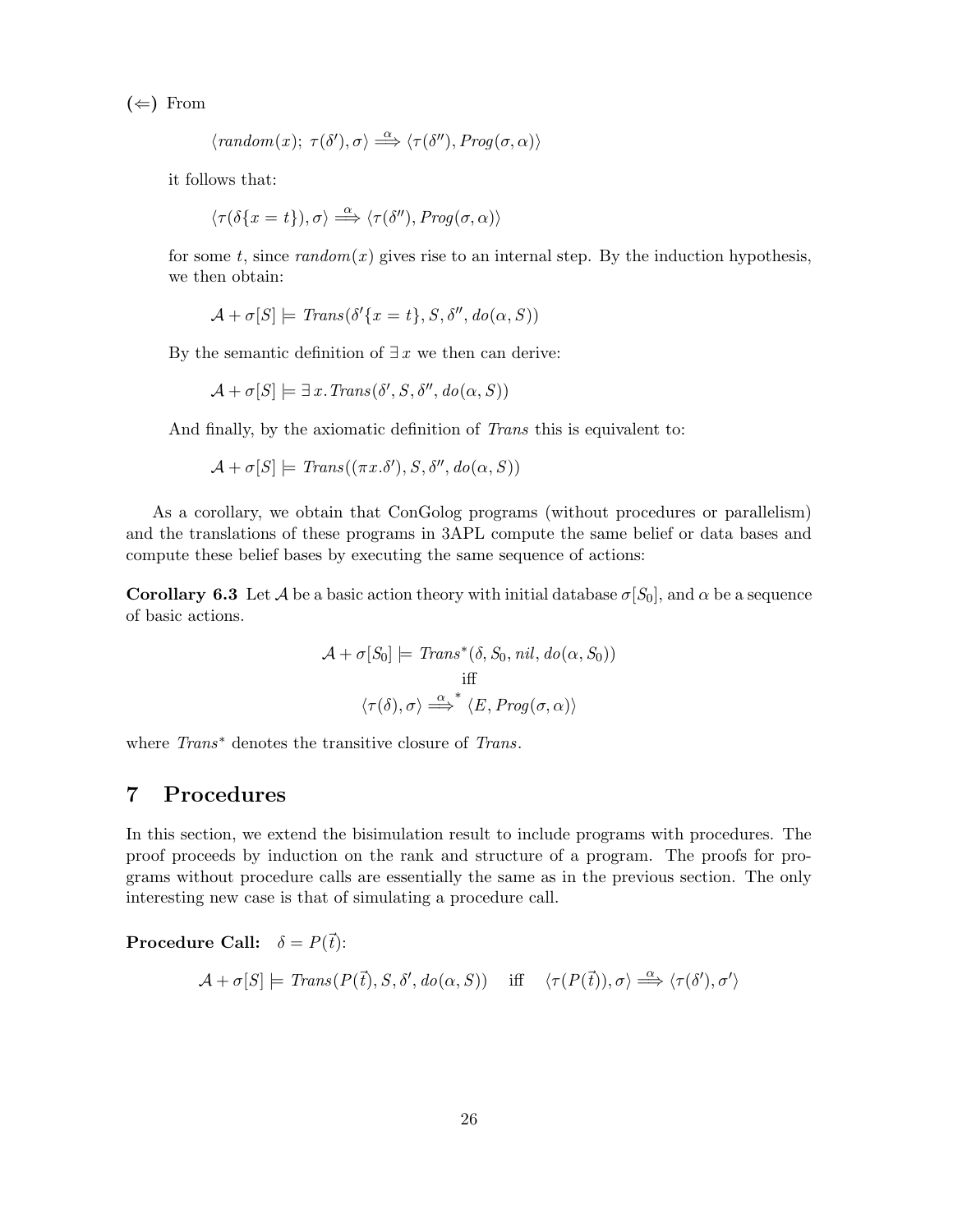**(⇐)** From

$$\langle \mathit{random}(x);\ \tau(\delta'), \sigma\rangle \stackrel{\alpha}{\Longrightarrow} \langle \tau(\delta''), \mathit{Prog}(\sigma, \alpha)\rangle$$

it follows that:

$$\langle \tau(\delta\{x = t\}), \sigma\rangle \stackrel{\alpha}{\Longrightarrow} \langle \tau(\delta''), \mathit{Prog}(\sigma, \alpha)\rangle$$

for some $t$, since $\mathit{random}(x)$ gives rise to an internal step. By the induction hypothesis, we then obtain:

$$\mathcal{A} + \sigma[S] \models \mathit{Trans}(\delta'\{x = t\}, S, \delta'', do(\alpha, S))$$

By the semantic definition of $\exists\, x$ we then can derive:

$$\mathcal{A} + \sigma[S] \models \exists\, x. \mathit{Trans}(\delta', S, \delta'', do(\alpha, S))$$

And finally, by the axiomatic definition of *Trans* this is equivalent to:

$$\mathcal{A} + \sigma[S] \models \mathit{Trans}((\pi x.\delta'), S, \delta'', do(\alpha, S))$$

As a corollary, we obtain that ConGolog programs (without procedures or parallelism) and the translations of these programs in 3APL compute the same belief or data bases and compute these belief bases by executing the same sequence of actions:

**Corollary 6.3** Let $\mathcal{A}$ be a basic action theory with initial database $\sigma[S_0]$, and $\alpha$ be a sequence of basic actions.

$$\begin{array}{c} \mathcal{A} + \sigma[S_0] \models \mathit{Trans}^*(\delta, S_0, \mathit{nil}, do(\alpha, S_0)) \\ \text{iff} \\ \langle \tau(\delta), \sigma\rangle \stackrel{\alpha}{\Longrightarrow}^* \langle E, \mathit{Prog}(\sigma, \alpha)\rangle \end{array}$$

where $\mathit{Trans}^*$ denotes the transitive closure of *Trans*.

# 7 Procedures

In this section, we extend the bisimulation result to include programs with procedures. The proof proceeds by induction on the rank and structure of a program. The proofs for programs without procedure calls are essentially the same as in the previous section. The only interesting new case is that of simulating a procedure call.

**Procedure Call:** $\delta = P(\vec{t})$:

$$\mathcal{A} + \sigma[S] \models \mathit{Trans}(P(\vec{t}), S, \delta', do(\alpha, S)) \quad \text{iff} \quad \langle \tau(P(\vec{t})), \sigma\rangle \stackrel{\alpha}{\Longrightarrow} \langle \tau(\delta'), \sigma'\rangle$$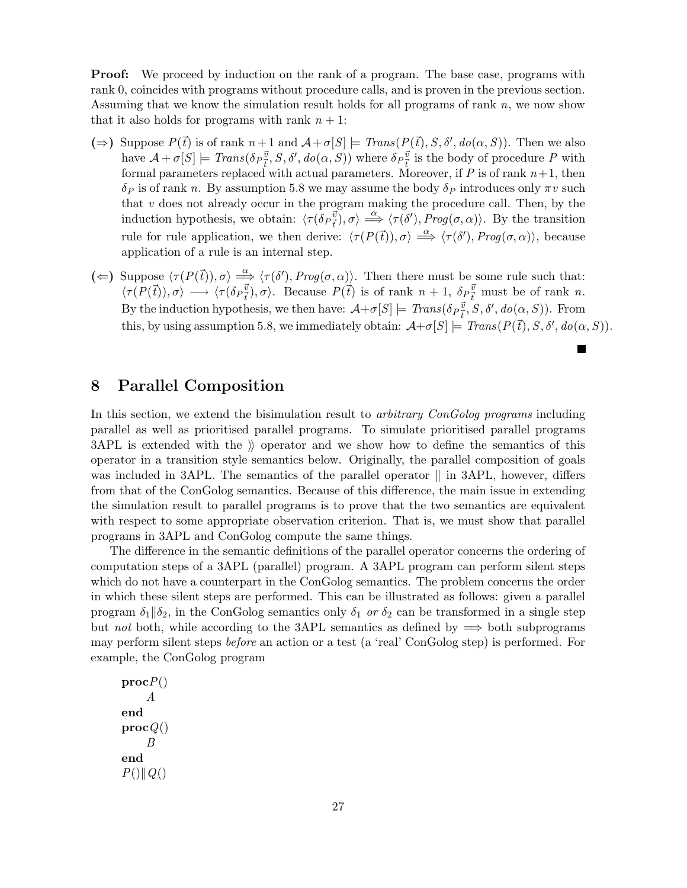**Proof:** We proceed by induction on the rank of a program. The base case, programs with rank 0, coincides with programs without procedure calls, and is proven in the previous section. Assuming that we know the simulation result holds for all programs of rank $n$, we now show that it also holds for programs with rank $n+1$:

- **($\Rightarrow$)** Suppose $P(\vec{t})$ is of rank $n+1$ and $\mathcal{A}+\sigma[S] \models \mathit{Trans}(P(\vec{t}), S, \delta', do(\alpha, S))$. Then we also have $\mathcal{A}+\sigma[S] \models \mathit{Trans}(\delta_P{}^{\vec{v}}_{\vec{t}}, S, \delta', do(\alpha, S))$ where $\delta_P{}^{\vec{v}}_{\vec{t}}$ is the body of procedure $P$ with formal parameters replaced with actual parameters. Moreover, if $P$ is of rank $n+1$, then $\delta_P$ is of rank $n$. By assumption 5.8 we may assume the body $\delta_P$ introduces only $\pi v$ such that $v$ does not already occur in the program making the procedure call. Then, by the induction hypothesis, we obtain: $\langle \tau(\delta_P{}^{\vec{v}}_{\vec{t}}), \sigma\rangle \stackrel{\alpha}{\Longrightarrow} \langle \tau(\delta'), \mathit{Prog}(\sigma, \alpha)\rangle$. By the transition rule for rule application, we then derive: $\langle \tau(P(\vec{t})), \sigma\rangle \stackrel{\alpha}{\Longrightarrow} \langle \tau(\delta'), \mathit{Prog}(\sigma, \alpha)\rangle$, because application of a rule is an internal step.
- **($\Leftarrow$)** Suppose $\langle \tau(P(\vec{t})), \sigma\rangle \stackrel{\alpha}{\Longrightarrow} \langle \tau(\delta'), \mathit{Prog}(\sigma, \alpha)\rangle$. Then there must be some rule such that: $\langle \tau(P(\vec{t})), \sigma\rangle \longrightarrow \langle \tau(\delta_P{}^{\vec{v}}_{\vec{t}}), \sigma\rangle$. Because $P(\vec{t})$ is of rank $n+1$, $\delta_P{}^{\vec{v}}_{\vec{t}}$ must be of rank $n$. By the induction hypothesis, we then have: $\mathcal{A}+\sigma[S] \models \mathit{Trans}(\delta_P{}^{\vec{v}}_{\vec{t}}, S, \delta', do(\alpha, S))$. From this, by using assumption 5.8, we immediately obtain: $\mathcal{A}+\sigma[S] \models \mathit{Trans}(P(\vec{t}), S, \delta', do(\alpha, S))$.

■

# 8 Parallel Composition

In this section, we extend the bisimulation result to *arbitrary ConGolog programs* including parallel as well as prioritised parallel programs. To simulate prioritised parallel programs 3APL is extended with the $\rangle\!\rangle$ operator and we show how to define the semantics of this operator in a transition style semantics below. Originally, the parallel composition of goals was included in 3APL. The semantics of the parallel operator $\|$ in 3APL, however, differs from that of the ConGolog semantics. Because of this difference, the main issue in extending the simulation result to parallel programs is to prove that the two semantics are equivalent with respect to some appropriate observation criterion. That is, we must show that parallel programs in 3APL and ConGolog compute the same things.

The difference in the semantic definitions of the parallel operator concerns the ordering of computation steps of a 3APL (parallel) program. A 3APL program can perform silent steps which do not have a counterpart in the ConGolog semantics. The problem concerns the order in which these silent steps are performed. This can be illustrated as follows: given a parallel program $\delta_1\|\delta_2$, in the ConGolog semantics only $\delta_1$ *or* $\delta_2$ can be transformed in a single step but *not* both, while according to the 3APL semantics as defined by $\Longrightarrow$ both subprograms may perform silent steps *before* an action or a test (a 'real' ConGolog step) is performed. For example, the ConGolog program

**proc** $P()$
  $A$
**end**
**proc** $Q()$
  $B$
**end**
$P()\|Q()$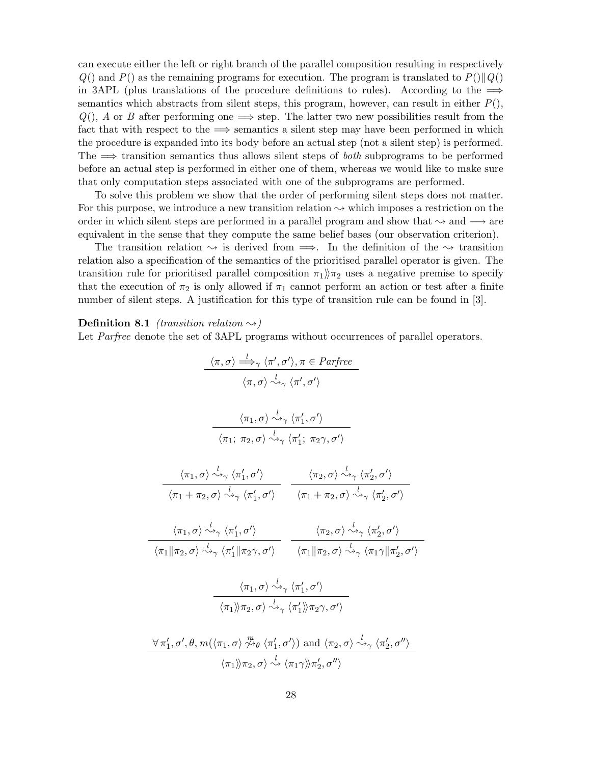can execute either the left or right branch of the parallel composition resulting in respectively $Q()$ and $P()$ as the remaining programs for execution. The program is translated to $P() \| Q()$ in 3APL (plus translations of the procedure definitions to rules). According to the $\Longrightarrow$ semantics which abstracts from silent steps, this program, however, can result in either $P()$, $Q()$, $A$ or $B$ after performing one $\Longrightarrow$ step. The latter two new possibilities result from the fact that with respect to the $\Longrightarrow$ semantics a silent step may have been performed in which the procedure is expanded into its body before an actual step (not a silent step) is performed. The $\Longrightarrow$ transition semantics thus allows silent steps of *both* subprograms to be performed before an actual step is performed in either one of them, whereas we would like to make sure that only computation steps associated with one of the subprograms are performed.

To solve this problem we show that the order of performing silent steps does not matter. For this purpose, we introduce a new transition relation $\rightsquigarrow$ which imposes a restriction on the order in which silent steps are performed in a parallel program and show that $\rightsquigarrow$ and $\longrightarrow$ are equivalent in the sense that they compute the same belief bases (our observation criterion).

The transition relation $\rightsquigarrow$ is derived from $\Longrightarrow$. In the definition of the $\rightsquigarrow$ transition relation also a specification of the semantics of the prioritised parallel operator is given. The transition rule for prioritised parallel composition $\pi_1 \rangle\!\rangle \pi_2$ uses a negative premise to specify that the execution of $\pi_2$ is only allowed if $\pi_1$ cannot perform an action or test after a finite number of silent steps. A justification for this type of transition rule can be found in [3].

**Definition 8.1** *(transition relation $\rightsquigarrow$)*
Let *Parfree* denote the set of 3APL programs without occurrences of parallel operators.

$$\frac{\langle \pi, \sigma \rangle \overset{l}{\Longrightarrow}_\gamma \langle \pi', \sigma' \rangle, \pi \in \mathit{Parfree}}{\langle \pi, \sigma \rangle \overset{l}{\rightsquigarrow}_\gamma \langle \pi', \sigma' \rangle}$$

$$\frac{\langle \pi_1, \sigma \rangle \overset{l}{\rightsquigarrow}_\gamma \langle \pi_1', \sigma' \rangle}{\langle \pi_1;\ \pi_2, \sigma \rangle \overset{l}{\rightsquigarrow}_\gamma \langle \pi_1';\ \pi_2\gamma, \sigma' \rangle}$$

$$\frac{\langle \pi_1, \sigma \rangle \overset{l}{\rightsquigarrow}_\gamma \langle \pi_1', \sigma' \rangle}{\langle \pi_1 + \pi_2, \sigma \rangle \overset{l}{\rightsquigarrow}_\gamma \langle \pi_1', \sigma' \rangle} \qquad \frac{\langle \pi_2, \sigma \rangle \overset{l}{\rightsquigarrow}_\gamma \langle \pi_2', \sigma' \rangle}{\langle \pi_1 + \pi_2, \sigma \rangle \overset{l}{\rightsquigarrow}_\gamma \langle \pi_2', \sigma' \rangle}$$

$$\frac{\langle \pi_1, \sigma \rangle \overset{l}{\rightsquigarrow}_\gamma \langle \pi_1', \sigma' \rangle}{\langle \pi_1 \| \pi_2, \sigma \rangle \overset{l}{\rightsquigarrow}_\gamma \langle \pi_1' \| \pi_2\gamma, \sigma' \rangle} \qquad \frac{\langle \pi_2, \sigma \rangle \overset{l}{\rightsquigarrow}_\gamma \langle \pi_2', \sigma' \rangle}{\langle \pi_1 \| \pi_2, \sigma \rangle \overset{l}{\rightsquigarrow}_\gamma \langle \pi_1\gamma \| \pi_2', \sigma' \rangle}$$

$$\frac{\langle \pi_1, \sigma \rangle \overset{l}{\rightsquigarrow}_\gamma \langle \pi_1', \sigma' \rangle}{\langle \pi_1 \rangle\!\rangle \pi_2, \sigma \rangle \overset{l}{\rightsquigarrow}_\gamma \langle \pi_1' \rangle\!\rangle \pi_2\gamma, \sigma' \rangle}$$

$$\frac{\forall\, \pi_1', \sigma', \theta, m(\langle \pi_1, \sigma \rangle \overset{m}{\not\rightsquigarrow}_\theta \langle \pi_1', \sigma' \rangle) \text{ and } \langle \pi_2, \sigma \rangle \overset{l}{\rightsquigarrow}_\gamma \langle \pi_2', \sigma'' \rangle}{\langle \pi_1 \rangle\!\rangle \pi_2, \sigma \rangle \overset{l}{\rightsquigarrow} \langle \pi_1\gamma \rangle\!\rangle \pi_2', \sigma'' \rangle}$$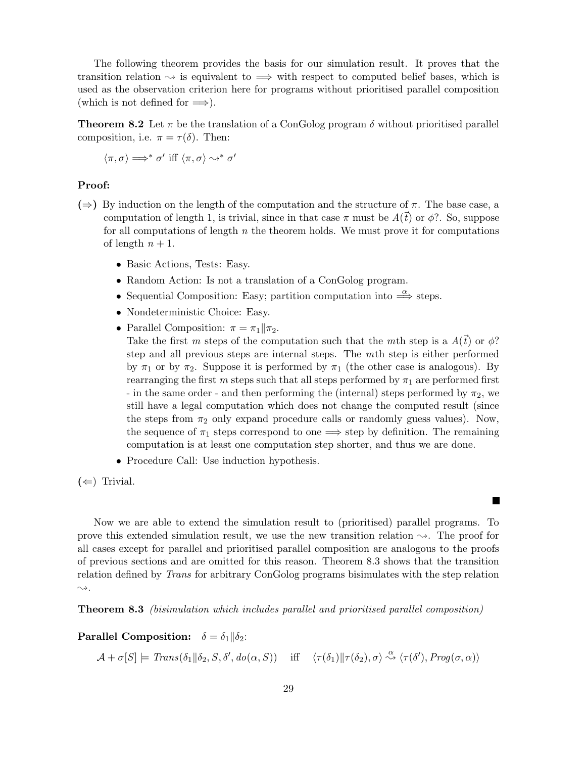The following theorem provides the basis for our simulation result. It proves that the transition relation $\rightsquigarrow$ is equivalent to $\Longrightarrow$ with respect to computed belief bases, which is used as the observation criterion here for programs without prioritised parallel composition (which is not defined for $\Longrightarrow$).

**Theorem 8.2** Let $\pi$ be the translation of a ConGolog program $\delta$ without prioritised parallel composition, i.e. $\pi = \tau(\delta)$. Then:

$$\langle \pi, \sigma \rangle \Longrightarrow^* \sigma' \text{ iff } \langle \pi, \sigma \rangle \rightsquigarrow^* \sigma'$$

**Proof:**

**(⇒)** By induction on the length of the computation and the structure of $\pi$. The base case, a computation of length 1, is trivial, since in that case $\pi$ must be $A(\vec{t})$ or $\phi?$. So, suppose for all computations of length $n$ the theorem holds. We must prove it for computations of length $n+1$.

- Basic Actions, Tests: Easy.
- Random Action: Is not a translation of a ConGolog program.
- Sequential Composition: Easy; partition computation into $\overset{\alpha}{\Longrightarrow}$ steps.
- Nondeterministic Choice: Easy.
- Parallel Composition: $\pi = \pi_1 \| \pi_2$.
  Take the first $m$ steps of the computation such that the $m$th step is a $A(\vec{t})$ or $\phi?$ step and all previous steps are internal steps. The $m$th step is either performed by $\pi_1$ or by $\pi_2$. Suppose it is performed by $\pi_1$ (the other case is analogous). By rearranging the first $m$ steps such that all steps performed by $\pi_1$ are performed first - in the same order - and then performing the (internal) steps performed by $\pi_2$, we still have a legal computation which does not change the computed result (since the steps from $\pi_2$ only expand procedure calls or randomly guess values). Now, the sequence of $\pi_1$ steps correspond to one $\Longrightarrow$ step by definition. The remaining computation is at least one computation step shorter, and thus we are done.
- Procedure Call: Use induction hypothesis.

**(⇐)** Trivial.

∎

Now we are able to extend the simulation result to (prioritised) parallel programs. To prove this extended simulation result, we use the new transition relation $\rightsquigarrow$. The proof for all cases except for parallel and prioritised parallel composition are analogous to the proofs of previous sections and are omitted for this reason. Theorem 8.3 shows that the transition relation defined by *Trans* for arbitrary ConGolog programs bisimulates with the step relation $\rightsquigarrow$.

**Theorem 8.3** *(bisimulation which includes parallel and prioritised parallel composition)*

**Parallel Composition:** $\delta = \delta_1 \| \delta_2$:

$$\mathcal{A} + \sigma[S] \models \mathit{Trans}(\delta_1 \| \delta_2, S, \delta', do(\alpha, S)) \quad \text{iff} \quad \langle \tau(\delta_1) \| \tau(\delta_2), \sigma \rangle \overset{\alpha}{\rightsquigarrow} \langle \tau(\delta'), \mathit{Prog}(\sigma, \alpha) \rangle$$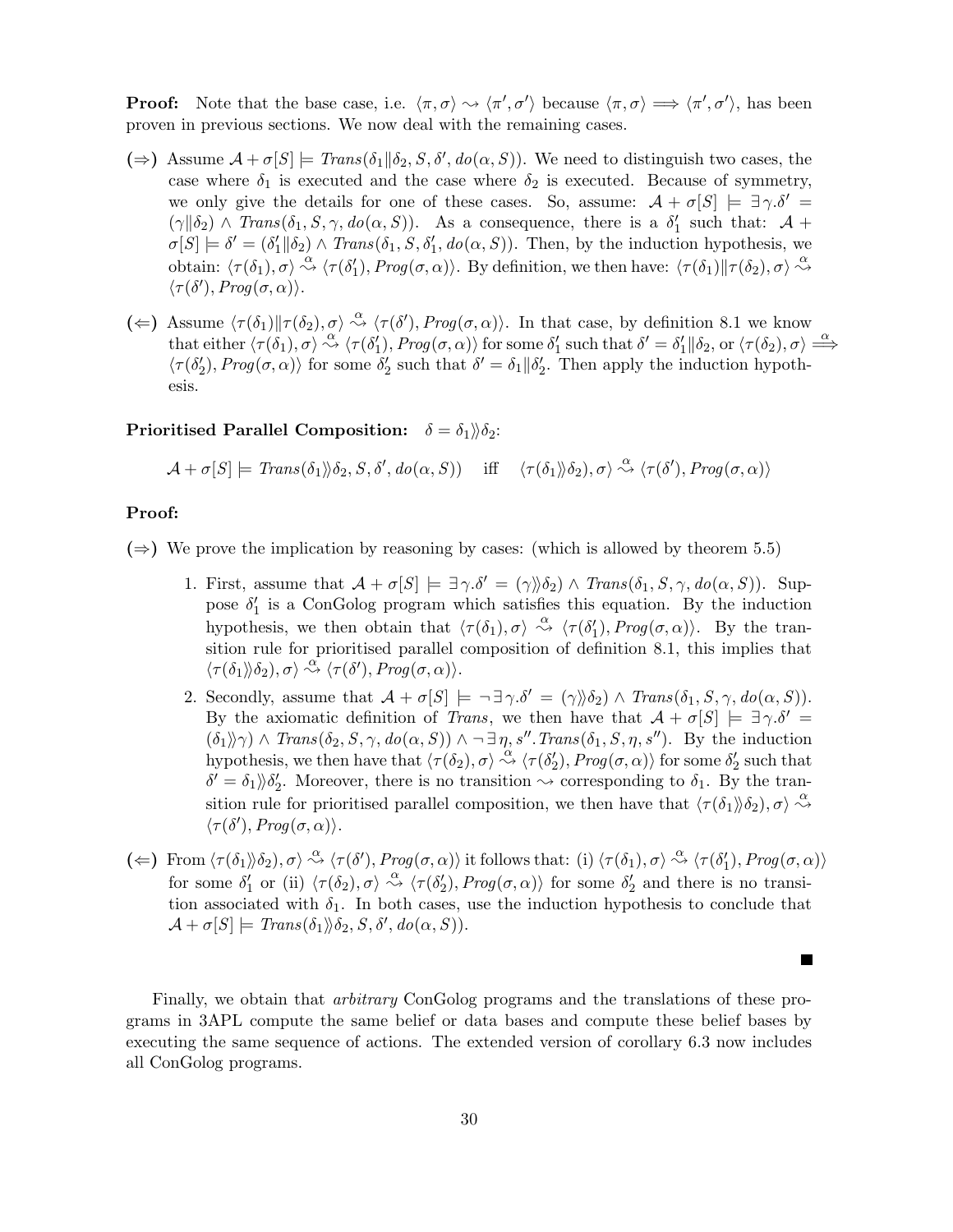**Proof:** Note that the base case, i.e. $\langle \pi, \sigma \rangle \rightsquigarrow \langle \pi', \sigma' \rangle$ because $\langle \pi, \sigma \rangle \Longrightarrow \langle \pi', \sigma' \rangle$, has been proven in previous sections. We now deal with the remaining cases.

**(⇒)** Assume $\mathcal{A} + \sigma[S] \models \mathit{Trans}(\delta_1 \| \delta_2, S, \delta', do(\alpha, S))$. We need to distinguish two cases, the case where $\delta_1$ is executed and the case where $\delta_2$ is executed. Because of symmetry, we only give the details for one of these cases. So, assume: $\mathcal{A} + \sigma[S] \models \exists \gamma. \delta' = (\gamma \| \delta_2) \wedge \mathit{Trans}(\delta_1, S, \gamma, do(\alpha, S))$. As a consequence, there is a $\delta_1'$ such that: $\mathcal{A} + \sigma[S] \models \delta' = (\delta_1' \| \delta_2) \wedge \mathit{Trans}(\delta_1, S, \delta_1', do(\alpha, S))$. Then, by the induction hypothesis, we obtain: $\langle \tau(\delta_1), \sigma \rangle \overset{\alpha}{\rightsquigarrow} \langle \tau(\delta_1'), \mathit{Prog}(\sigma, \alpha) \rangle$. By definition, we then have: $\langle \tau(\delta_1) \| \tau(\delta_2), \sigma \rangle \overset{\alpha}{\rightsquigarrow} \langle \tau(\delta'), \mathit{Prog}(\sigma, \alpha) \rangle$.

**(⇐)** Assume $\langle \tau(\delta_1) \| \tau(\delta_2), \sigma \rangle \overset{\alpha}{\rightsquigarrow} \langle \tau(\delta'), \mathit{Prog}(\sigma, \alpha) \rangle$. In that case, by definition 8.1 we know that either $\langle \tau(\delta_1), \sigma \rangle \overset{\alpha}{\rightsquigarrow} \langle \tau(\delta_1'), \mathit{Prog}(\sigma, \alpha) \rangle$ for some $\delta_1'$ such that $\delta' = \delta_1' \| \delta_2$, or $\langle \tau(\delta_2), \sigma \rangle \overset{\alpha}{\Longrightarrow} \langle \tau(\delta_2'), \mathit{Prog}(\sigma, \alpha) \rangle$ for some $\delta_2'$ such that $\delta' = \delta_1 \| \delta_2'$. Then apply the induction hypothesis.

**Prioritised Parallel Composition:** $\delta = \delta_1 \rangle\!\rangle \delta_2$:

$$\mathcal{A} + \sigma[S] \models \mathit{Trans}(\delta_1 \rangle\!\rangle \delta_2, S, \delta', do(\alpha, S)) \quad \text{iff} \quad \langle \tau(\delta_1 \rangle\!\rangle \delta_2), \sigma \rangle \overset{\alpha}{\rightsquigarrow} \langle \tau(\delta'), \mathit{Prog}(\sigma, \alpha) \rangle$$

**Proof:**

**(⇒)** We prove the implication by reasoning by cases: (which is allowed by theorem 5.5)

1. First, assume that $\mathcal{A} + \sigma[S] \models \exists \gamma. \delta' = (\gamma \rangle\!\rangle \delta_2) \wedge \mathit{Trans}(\delta_1, S, \gamma, do(\alpha, S))$. Suppose $\delta_1'$ is a ConGolog program which satisfies this equation. By the induction hypothesis, we then obtain that $\langle \tau(\delta_1), \sigma \rangle \overset{\alpha}{\rightsquigarrow} \langle \tau(\delta_1'), \mathit{Prog}(\sigma, \alpha) \rangle$. By the transition rule for prioritised parallel composition of definition 8.1, this implies that $\langle \tau(\delta_1 \rangle\!\rangle \delta_2), \sigma \rangle \overset{\alpha}{\rightsquigarrow} \langle \tau(\delta'), \mathit{Prog}(\sigma, \alpha) \rangle$.
2. Secondly, assume that $\mathcal{A} + \sigma[S] \models \neg \exists \gamma. \delta' = (\gamma \rangle\!\rangle \delta_2) \wedge \mathit{Trans}(\delta_1, S, \gamma, do(\alpha, S))$. By the axiomatic definition of *Trans*, we then have that $\mathcal{A} + \sigma[S] \models \exists \gamma. \delta' = (\delta_1 \rangle\!\rangle \gamma) \wedge \mathit{Trans}(\delta_2, S, \gamma, do(\alpha, S)) \wedge \neg \exists \eta, s''. \mathit{Trans}(\delta_1, S, \eta, s'')$. By the induction hypothesis, we then have that $\langle \tau(\delta_2), \sigma \rangle \overset{\alpha}{\rightsquigarrow} \langle \tau(\delta_2'), \mathit{Prog}(\sigma, \alpha) \rangle$ for some $\delta_2'$ such that $\delta' = \delta_1 \rangle\!\rangle \delta_2'$. Moreover, there is no transition $\rightsquigarrow$ corresponding to $\delta_1$. By the transition rule for prioritised parallel composition, we then have that $\langle \tau(\delta_1 \rangle\!\rangle \delta_2), \sigma \rangle \overset{\alpha}{\rightsquigarrow} \langle \tau(\delta'), \mathit{Prog}(\sigma, \alpha) \rangle$.

**(⇐)** From $\langle \tau(\delta_1 \rangle\!\rangle \delta_2), \sigma \rangle \overset{\alpha}{\rightsquigarrow} \langle \tau(\delta'), \mathit{Prog}(\sigma, \alpha) \rangle$ it follows that: (i) $\langle \tau(\delta_1), \sigma \rangle \overset{\alpha}{\rightsquigarrow} \langle \tau(\delta_1'), \mathit{Prog}(\sigma, \alpha) \rangle$ for some $\delta_1'$ or (ii) $\langle \tau(\delta_2), \sigma \rangle \overset{\alpha}{\rightsquigarrow} \langle \tau(\delta_2'), \mathit{Prog}(\sigma, \alpha) \rangle$ for some $\delta_2'$ and there is no transition associated with $\delta_1$. In both cases, use the induction hypothesis to conclude that $\mathcal{A} + \sigma[S] \models \mathit{Trans}(\delta_1 \rangle\!\rangle \delta_2, S, \delta', do(\alpha, S))$.

■

Finally, we obtain that *arbitrary* ConGolog programs and the translations of these programs in 3APL compute the same belief or data bases and compute these belief bases by executing the same sequence of actions. The extended version of corollary 6.3 now includes all ConGolog programs.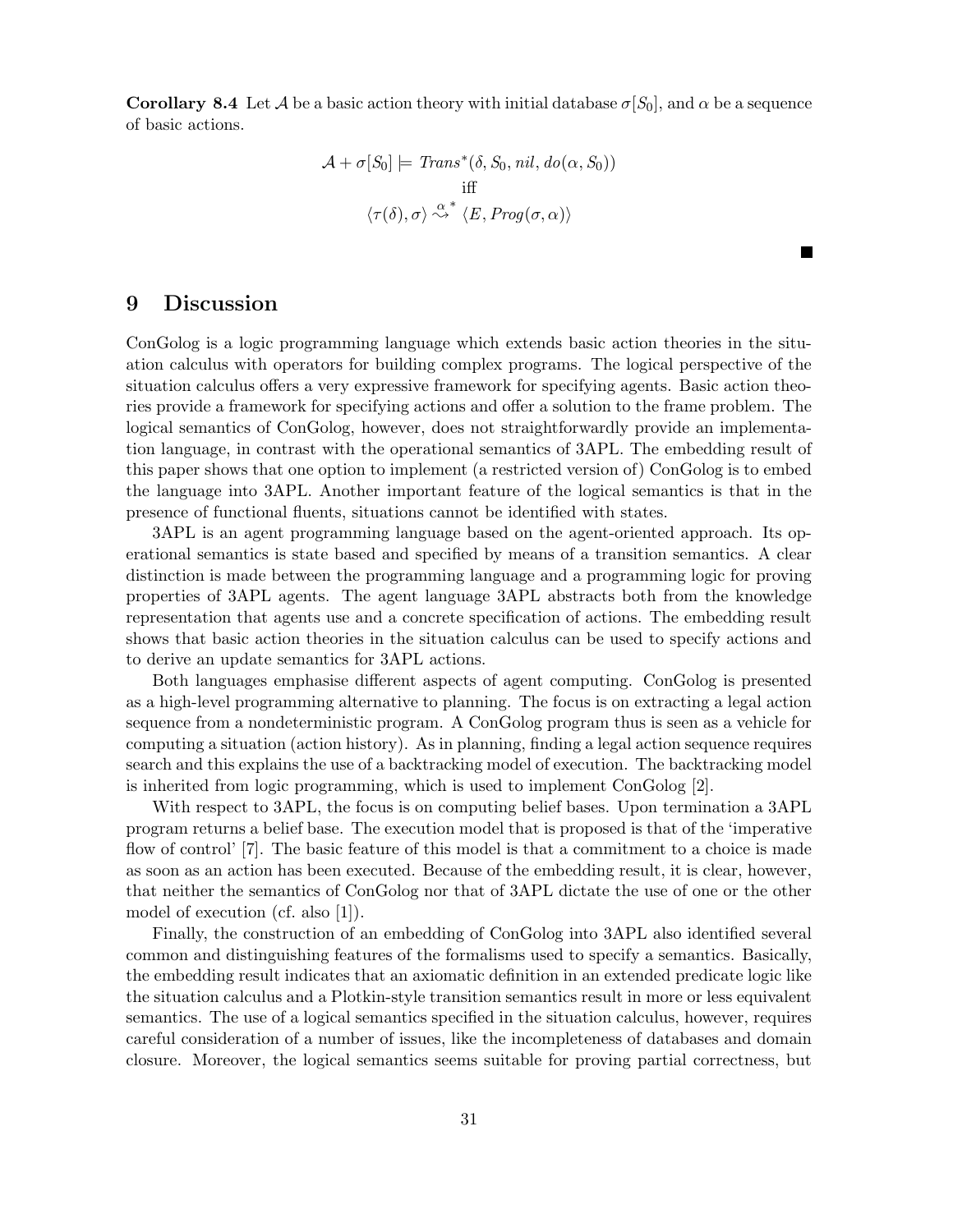**Corollary 8.4** Let $\mathcal{A}$ be a basic action theory with initial database $\sigma[S_0]$, and $\alpha$ be a sequence of basic actions.

$$\mathcal{A} + \sigma[S_0] \models \mathit{Trans}^*(\delta, S_0, \mathit{nil}, \mathit{do}(\alpha, S_0))$$
$$\text{iff}$$
$$\langle \tau(\delta), \sigma \rangle \overset{\alpha}{\leadsto}^* \langle E, \mathit{Prog}(\sigma, \alpha) \rangle$$

■

# 9 Discussion

ConGolog is a logic programming language which extends basic action theories in the situation calculus with operators for building complex programs. The logical perspective of the situation calculus offers a very expressive framework for specifying agents. Basic action theories provide a framework for specifying actions and offer a solution to the frame problem. The logical semantics of ConGolog, however, does not straightforwardly provide an implementation language, in contrast with the operational semantics of 3APL. The embedding result of this paper shows that one option to implement (a restricted version of) ConGolog is to embed the language into 3APL. Another important feature of the logical semantics is that in the presence of functional fluents, situations cannot be identified with states.

3APL is an agent programming language based on the agent-oriented approach. Its operational semantics is state based and specified by means of a transition semantics. A clear distinction is made between the programming language and a programming logic for proving properties of 3APL agents. The agent language 3APL abstracts both from the knowledge representation that agents use and a concrete specification of actions. The embedding result shows that basic action theories in the situation calculus can be used to specify actions and to derive an update semantics for 3APL actions.

Both languages emphasise different aspects of agent computing. ConGolog is presented as a high-level programming alternative to planning. The focus is on extracting a legal action sequence from a nondeterministic program. A ConGolog program thus is seen as a vehicle for computing a situation (action history). As in planning, finding a legal action sequence requires search and this explains the use of a backtracking model of execution. The backtracking model is inherited from logic programming, which is used to implement ConGolog [2].

With respect to 3APL, the focus is on computing belief bases. Upon termination a 3APL program returns a belief base. The execution model that is proposed is that of the 'imperative flow of control' [7]. The basic feature of this model is that a commitment to a choice is made as soon as an action has been executed. Because of the embedding result, it is clear, however, that neither the semantics of ConGolog nor that of 3APL dictate the use of one or the other model of execution (cf. also [1]).

Finally, the construction of an embedding of ConGolog into 3APL also identified several common and distinguishing features of the formalisms used to specify a semantics. Basically, the embedding result indicates that an axiomatic definition in an extended predicate logic like the situation calculus and a Plotkin-style transition semantics result in more or less equivalent semantics. The use of a logical semantics specified in the situation calculus, however, requires careful consideration of a number of issues, like the incompleteness of databases and domain closure. Moreover, the logical semantics seems suitable for proving partial correctness, but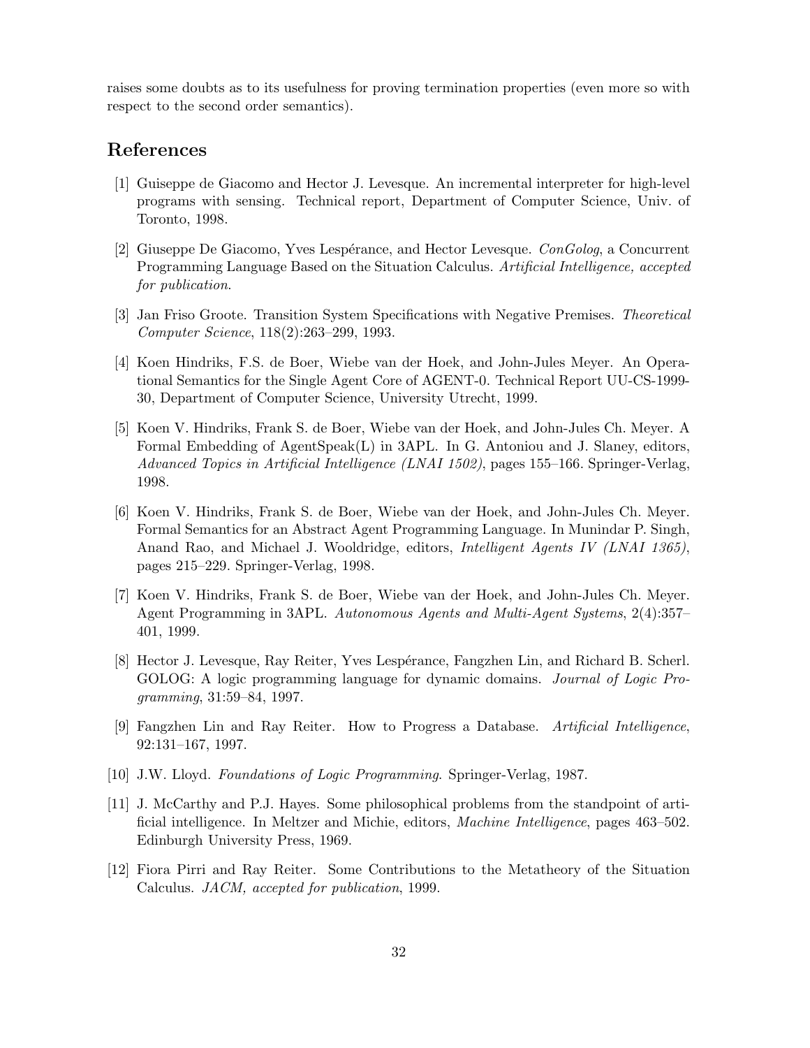raises some doubts as to its usefulness for proving termination properties (even more so with respect to the second order semantics).

## References

[1] Guiseppe de Giacomo and Hector J. Levesque. An incremental interpreter for high-level programs with sensing. Technical report, Department of Computer Science, Univ. of Toronto, 1998.

[2] Giuseppe De Giacomo, Yves Lespérance, and Hector Levesque. *ConGolog*, a Concurrent Programming Language Based on the Situation Calculus. *Artificial Intelligence, accepted for publication*.

[3] Jan Friso Groote. Transition System Specifications with Negative Premises. *Theoretical Computer Science*, 118(2):263–299, 1993.

[4] Koen Hindriks, F.S. de Boer, Wiebe van der Hoek, and John-Jules Meyer. An Operational Semantics for the Single Agent Core of AGENT-0. Technical Report UU-CS-1999-30, Department of Computer Science, University Utrecht, 1999.

[5] Koen V. Hindriks, Frank S. de Boer, Wiebe van der Hoek, and John-Jules Ch. Meyer. A Formal Embedding of AgentSpeak(L) in 3APL. In G. Antoniou and J. Slaney, editors, *Advanced Topics in Artificial Intelligence (LNAI 1502)*, pages 155–166. Springer-Verlag, 1998.

[6] Koen V. Hindriks, Frank S. de Boer, Wiebe van der Hoek, and John-Jules Ch. Meyer. Formal Semantics for an Abstract Agent Programming Language. In Munindar P. Singh, Anand Rao, and Michael J. Wooldridge, editors, *Intelligent Agents IV (LNAI 1365)*, pages 215–229. Springer-Verlag, 1998.

[7] Koen V. Hindriks, Frank S. de Boer, Wiebe van der Hoek, and John-Jules Ch. Meyer. Agent Programming in 3APL. *Autonomous Agents and Multi-Agent Systems*, 2(4):357–401, 1999.

[8] Hector J. Levesque, Ray Reiter, Yves Lespérance, Fangzhen Lin, and Richard B. Scherl. GOLOG: A logic programming language for dynamic domains. *Journal of Logic Programming*, 31:59–84, 1997.

[9] Fangzhen Lin and Ray Reiter. How to Progress a Database. *Artificial Intelligence*, 92:131–167, 1997.

[10] J.W. Lloyd. *Foundations of Logic Programming*. Springer-Verlag, 1987.

[11] J. McCarthy and P.J. Hayes. Some philosophical problems from the standpoint of artificial intelligence. In Meltzer and Michie, editors, *Machine Intelligence*, pages 463–502. Edinburgh University Press, 1969.

[12] Fiora Pirri and Ray Reiter. Some Contributions to the Metatheory of the Situation Calculus. *JACM, accepted for publication*, 1999.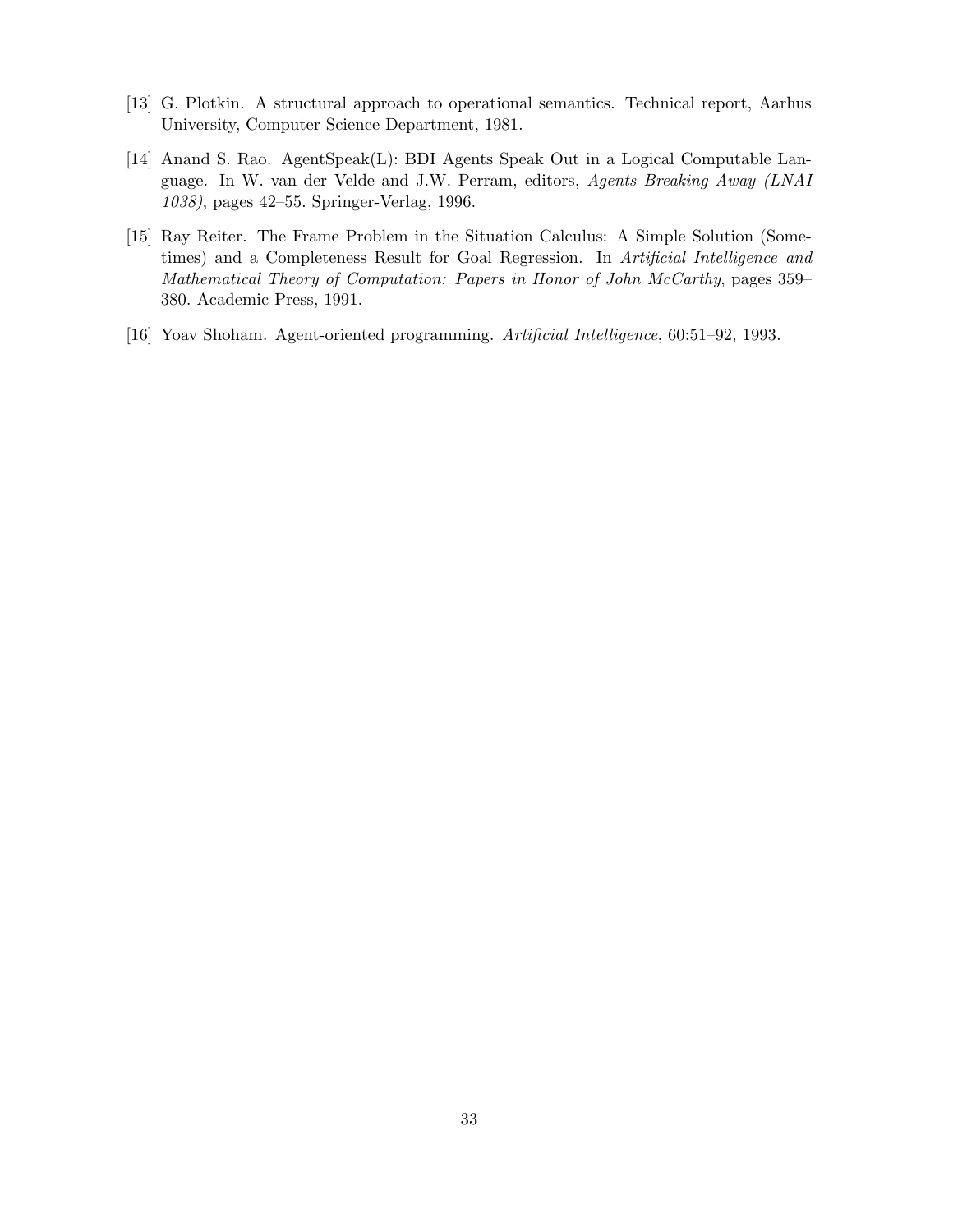[13] G. Plotkin. A structural approach to operational semantics. Technical report, Aarhus University, Computer Science Department, 1981.

[14] Anand S. Rao. AgentSpeak(L): BDI Agents Speak Out in a Logical Computable Language. In W. van der Velde and J.W. Perram, editors, *Agents Breaking Away (LNAI 1038)*, pages 42–55. Springer-Verlag, 1996.

[15] Ray Reiter. The Frame Problem in the Situation Calculus: A Simple Solution (Sometimes) and a Completeness Result for Goal Regression. In *Artificial Intelligence and Mathematical Theory of Computation: Papers in Honor of John McCarthy*, pages 359–380. Academic Press, 1991.

[16] Yoav Shoham. Agent-oriented programming. *Artificial Intelligence*, 60:51–92, 1993.